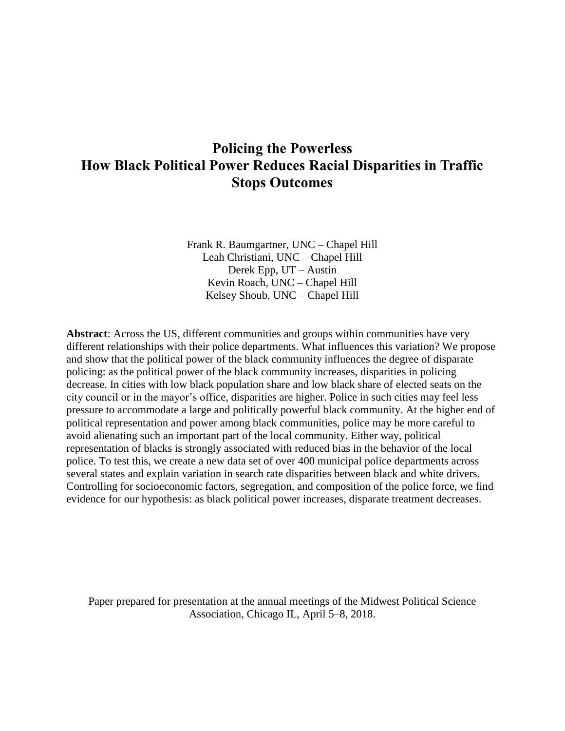# Policing the Powerless
# How Black Political Power Reduces Racial Disparities in Traffic Stops Outcomes

Frank R. Baumgartner, UNC – Chapel Hill
Leah Christiani, UNC – Chapel Hill
Derek Epp, UT – Austin
Kevin Roach, UNC – Chapel Hill
Kelsey Shoub, UNC – Chapel Hill

**Abstract**: Across the US, different communities and groups within communities have very different relationships with their police departments. What influences this variation? We propose and show that the political power of the black community influences the degree of disparate policing: as the political power of the black community increases, disparities in policing decrease. In cities with low black population share and low black share of elected seats on the city council or in the mayor's office, disparities are higher. Police in such cities may feel less pressure to accommodate a large and politically powerful black community. At the higher end of political representation and power among black communities, police may be more careful to avoid alienating such an important part of the local community. Either way, political representation of blacks is strongly associated with reduced bias in the behavior of the local police. To test this, we create a new data set of over 400 municipal police departments across several states and explain variation in search rate disparities between black and white drivers. Controlling for socioeconomic factors, segregation, and composition of the police force, we find evidence for our hypothesis: as black political power increases, disparate treatment decreases.

Paper prepared for presentation at the annual meetings of the Midwest Political Science Association, Chicago IL, April 5–8, 2018.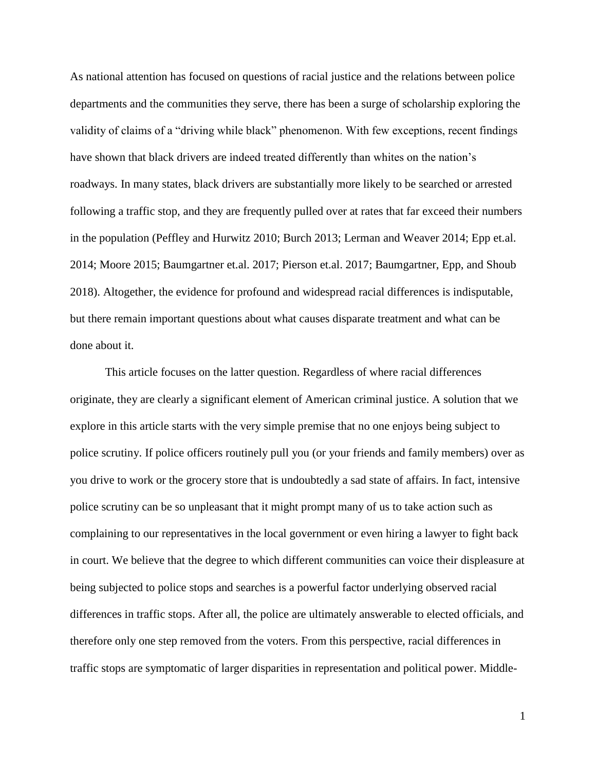As national attention has focused on questions of racial justice and the relations between police departments and the communities they serve, there has been a surge of scholarship exploring the validity of claims of a "driving while black" phenomenon. With few exceptions, recent findings have shown that black drivers are indeed treated differently than whites on the nation's roadways. In many states, black drivers are substantially more likely to be searched or arrested following a traffic stop, and they are frequently pulled over at rates that far exceed their numbers in the population (Peffley and Hurwitz 2010; Burch 2013; Lerman and Weaver 2014; Epp et.al. 2014; Moore 2015; Baumgartner et.al. 2017; Pierson et.al. 2017; Baumgartner, Epp, and Shoub 2018). Altogether, the evidence for profound and widespread racial differences is indisputable, but there remain important questions about what causes disparate treatment and what can be done about it.

This article focuses on the latter question. Regardless of where racial differences originate, they are clearly a significant element of American criminal justice. A solution that we explore in this article starts with the very simple premise that no one enjoys being subject to police scrutiny. If police officers routinely pull you (or your friends and family members) over as you drive to work or the grocery store that is undoubtedly a sad state of affairs. In fact, intensive police scrutiny can be so unpleasant that it might prompt many of us to take action such as complaining to our representatives in the local government or even hiring a lawyer to fight back in court. We believe that the degree to which different communities can voice their displeasure at being subjected to police stops and searches is a powerful factor underlying observed racial differences in traffic stops. After all, the police are ultimately answerable to elected officials, and therefore only one step removed from the voters. From this perspective, racial differences in traffic stops are symptomatic of larger disparities in representation and political power. Middle-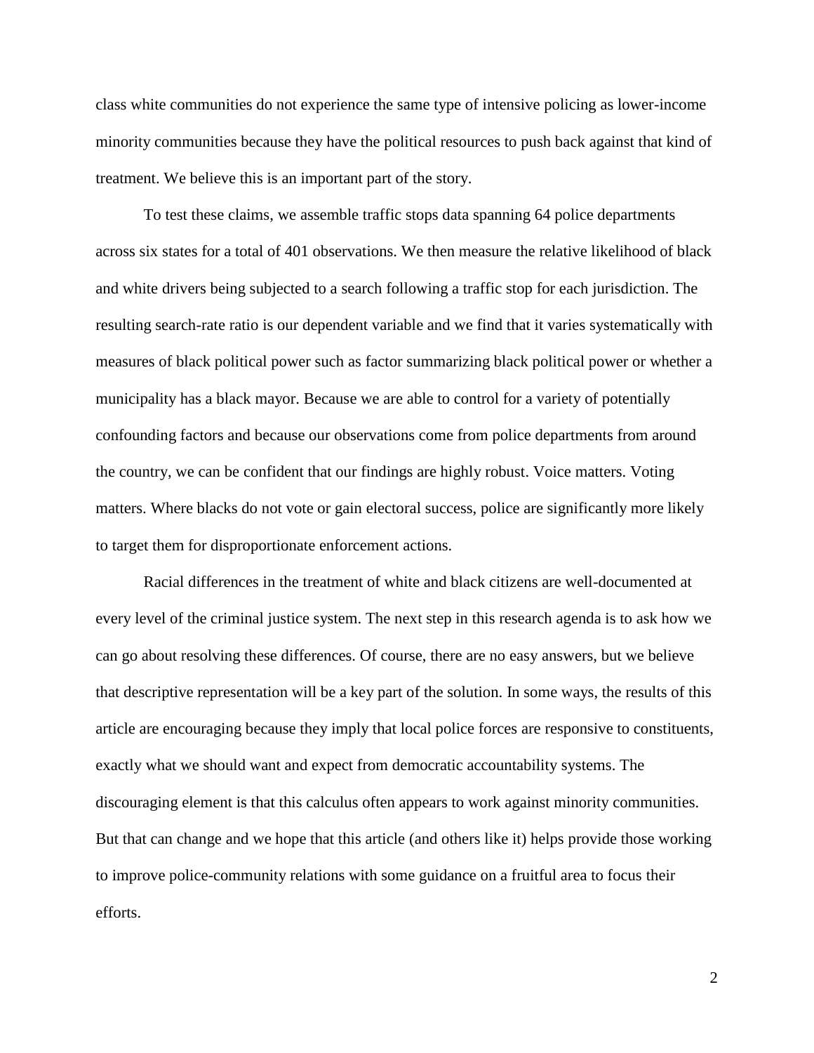class white communities do not experience the same type of intensive policing as lower-income minority communities because they have the political resources to push back against that kind of treatment. We believe this is an important part of the story.

To test these claims, we assemble traffic stops data spanning 64 police departments across six states for a total of 401 observations. We then measure the relative likelihood of black and white drivers being subjected to a search following a traffic stop for each jurisdiction. The resulting search-rate ratio is our dependent variable and we find that it varies systematically with measures of black political power such as factor summarizing black political power or whether a municipality has a black mayor. Because we are able to control for a variety of potentially confounding factors and because our observations come from police departments from around the country, we can be confident that our findings are highly robust. Voice matters. Voting matters. Where blacks do not vote or gain electoral success, police are significantly more likely to target them for disproportionate enforcement actions.

Racial differences in the treatment of white and black citizens are well-documented at every level of the criminal justice system. The next step in this research agenda is to ask how we can go about resolving these differences. Of course, there are no easy answers, but we believe that descriptive representation will be a key part of the solution. In some ways, the results of this article are encouraging because they imply that local police forces are responsive to constituents, exactly what we should want and expect from democratic accountability systems. The discouraging element is that this calculus often appears to work against minority communities. But that can change and we hope that this article (and others like it) helps provide those working to improve police-community relations with some guidance on a fruitful area to focus their efforts.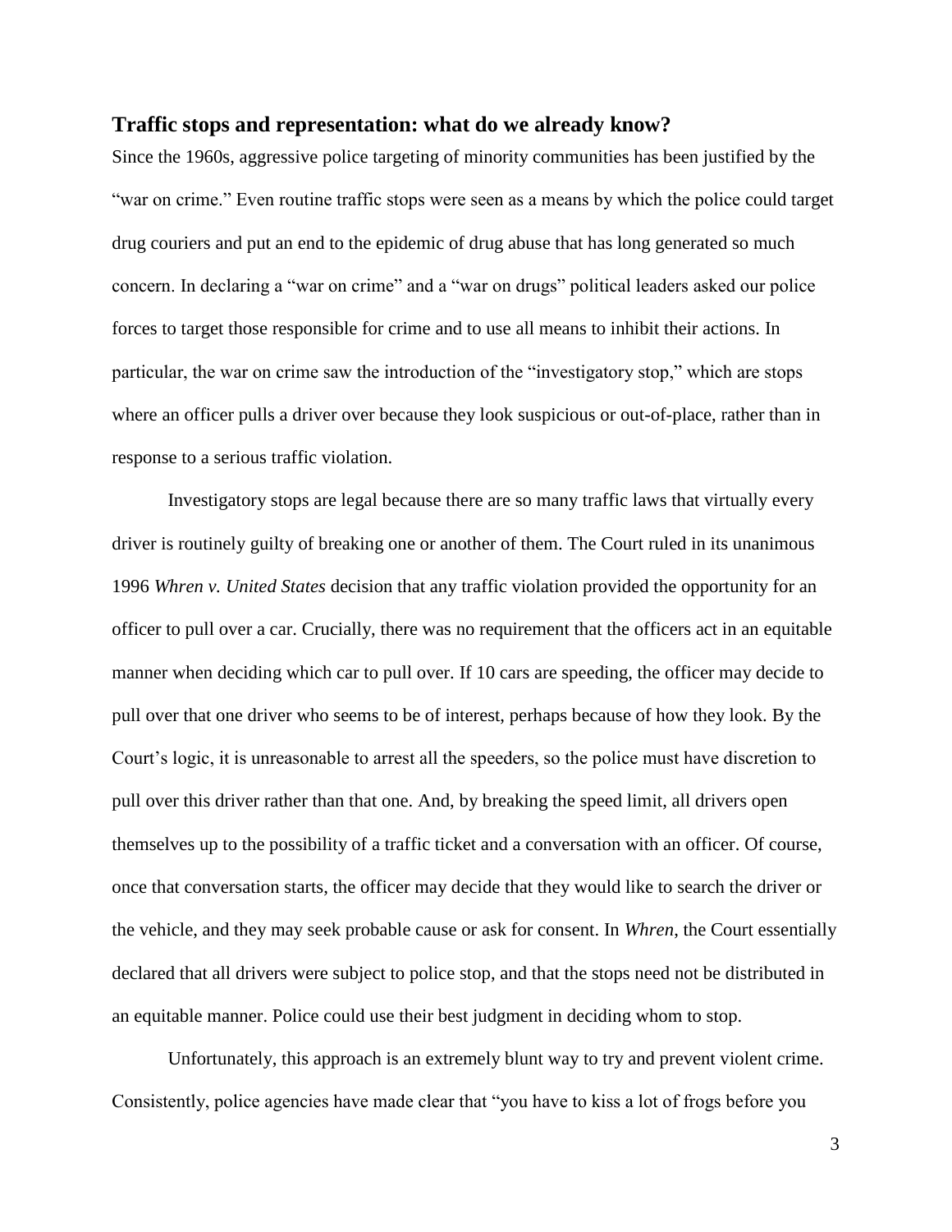## Traffic stops and representation: what do we already know?

Since the 1960s, aggressive police targeting of minority communities has been justified by the "war on crime." Even routine traffic stops were seen as a means by which the police could target drug couriers and put an end to the epidemic of drug abuse that has long generated so much concern. In declaring a "war on crime" and a "war on drugs" political leaders asked our police forces to target those responsible for crime and to use all means to inhibit their actions. In particular, the war on crime saw the introduction of the "investigatory stop," which are stops where an officer pulls a driver over because they look suspicious or out-of-place, rather than in response to a serious traffic violation.

Investigatory stops are legal because there are so many traffic laws that virtually every driver is routinely guilty of breaking one or another of them. The Court ruled in its unanimous 1996 *Whren v. United States* decision that any traffic violation provided the opportunity for an officer to pull over a car. Crucially, there was no requirement that the officers act in an equitable manner when deciding which car to pull over. If 10 cars are speeding, the officer may decide to pull over that one driver who seems to be of interest, perhaps because of how they look. By the Court's logic, it is unreasonable to arrest all the speeders, so the police must have discretion to pull over this driver rather than that one. And, by breaking the speed limit, all drivers open themselves up to the possibility of a traffic ticket and a conversation with an officer. Of course, once that conversation starts, the officer may decide that they would like to search the driver or the vehicle, and they may seek probable cause or ask for consent. In *Whren*, the Court essentially declared that all drivers were subject to police stop, and that the stops need not be distributed in an equitable manner. Police could use their best judgment in deciding whom to stop.

Unfortunately, this approach is an extremely blunt way to try and prevent violent crime. Consistently, police agencies have made clear that "you have to kiss a lot of frogs before you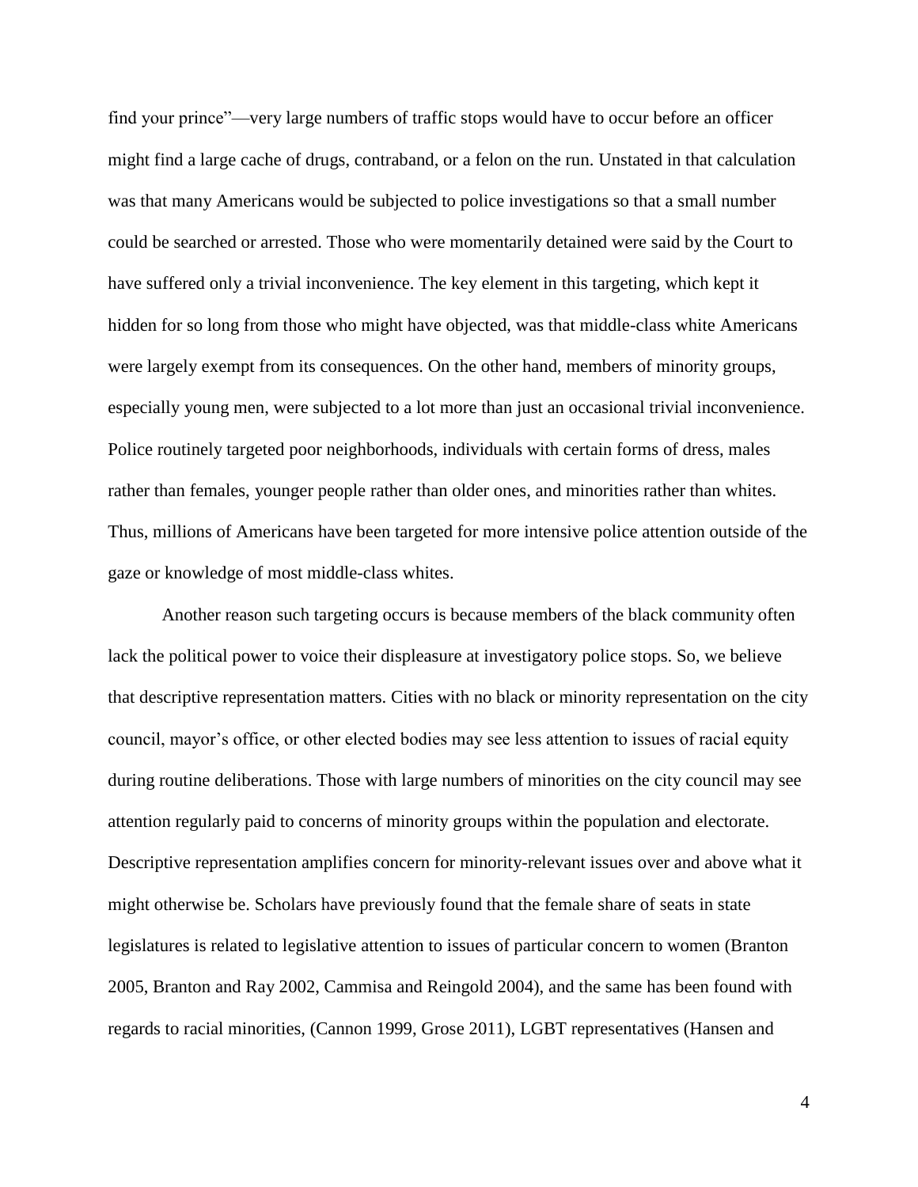find your prince"—very large numbers of traffic stops would have to occur before an officer might find a large cache of drugs, contraband, or a felon on the run. Unstated in that calculation was that many Americans would be subjected to police investigations so that a small number could be searched or arrested. Those who were momentarily detained were said by the Court to have suffered only a trivial inconvenience. The key element in this targeting, which kept it hidden for so long from those who might have objected, was that middle-class white Americans were largely exempt from its consequences. On the other hand, members of minority groups, especially young men, were subjected to a lot more than just an occasional trivial inconvenience. Police routinely targeted poor neighborhoods, individuals with certain forms of dress, males rather than females, younger people rather than older ones, and minorities rather than whites. Thus, millions of Americans have been targeted for more intensive police attention outside of the gaze or knowledge of most middle-class whites.

Another reason such targeting occurs is because members of the black community often lack the political power to voice their displeasure at investigatory police stops. So, we believe that descriptive representation matters. Cities with no black or minority representation on the city council, mayor's office, or other elected bodies may see less attention to issues of racial equity during routine deliberations. Those with large numbers of minorities on the city council may see attention regularly paid to concerns of minority groups within the population and electorate. Descriptive representation amplifies concern for minority-relevant issues over and above what it might otherwise be. Scholars have previously found that the female share of seats in state legislatures is related to legislative attention to issues of particular concern to women (Branton 2005, Branton and Ray 2002, Cammisa and Reingold 2004), and the same has been found with regards to racial minorities, (Cannon 1999, Grose 2011), LGBT representatives (Hansen and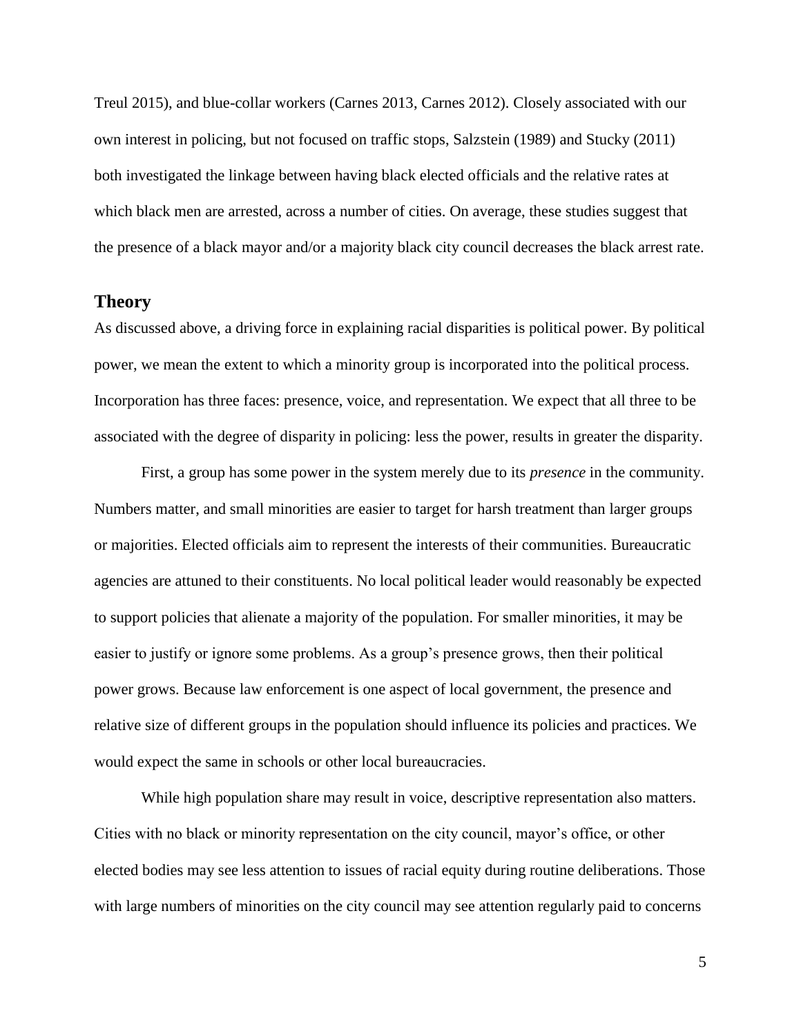Treul 2015), and blue-collar workers (Carnes 2013, Carnes 2012). Closely associated with our own interest in policing, but not focused on traffic stops, Salzstein (1989) and Stucky (2011) both investigated the linkage between having black elected officials and the relative rates at which black men are arrested, across a number of cities. On average, these studies suggest that the presence of a black mayor and/or a majority black city council decreases the black arrest rate.

## Theory

As discussed above, a driving force in explaining racial disparities is political power. By political power, we mean the extent to which a minority group is incorporated into the political process. Incorporation has three faces: presence, voice, and representation. We expect that all three to be associated with the degree of disparity in policing: less the power, results in greater the disparity.

First, a group has some power in the system merely due to its *presence* in the community. Numbers matter, and small minorities are easier to target for harsh treatment than larger groups or majorities. Elected officials aim to represent the interests of their communities. Bureaucratic agencies are attuned to their constituents. No local political leader would reasonably be expected to support policies that alienate a majority of the population. For smaller minorities, it may be easier to justify or ignore some problems. As a group's presence grows, then their political power grows. Because law enforcement is one aspect of local government, the presence and relative size of different groups in the population should influence its policies and practices. We would expect the same in schools or other local bureaucracies.

While high population share may result in voice, descriptive representation also matters. Cities with no black or minority representation on the city council, mayor's office, or other elected bodies may see less attention to issues of racial equity during routine deliberations. Those with large numbers of minorities on the city council may see attention regularly paid to concerns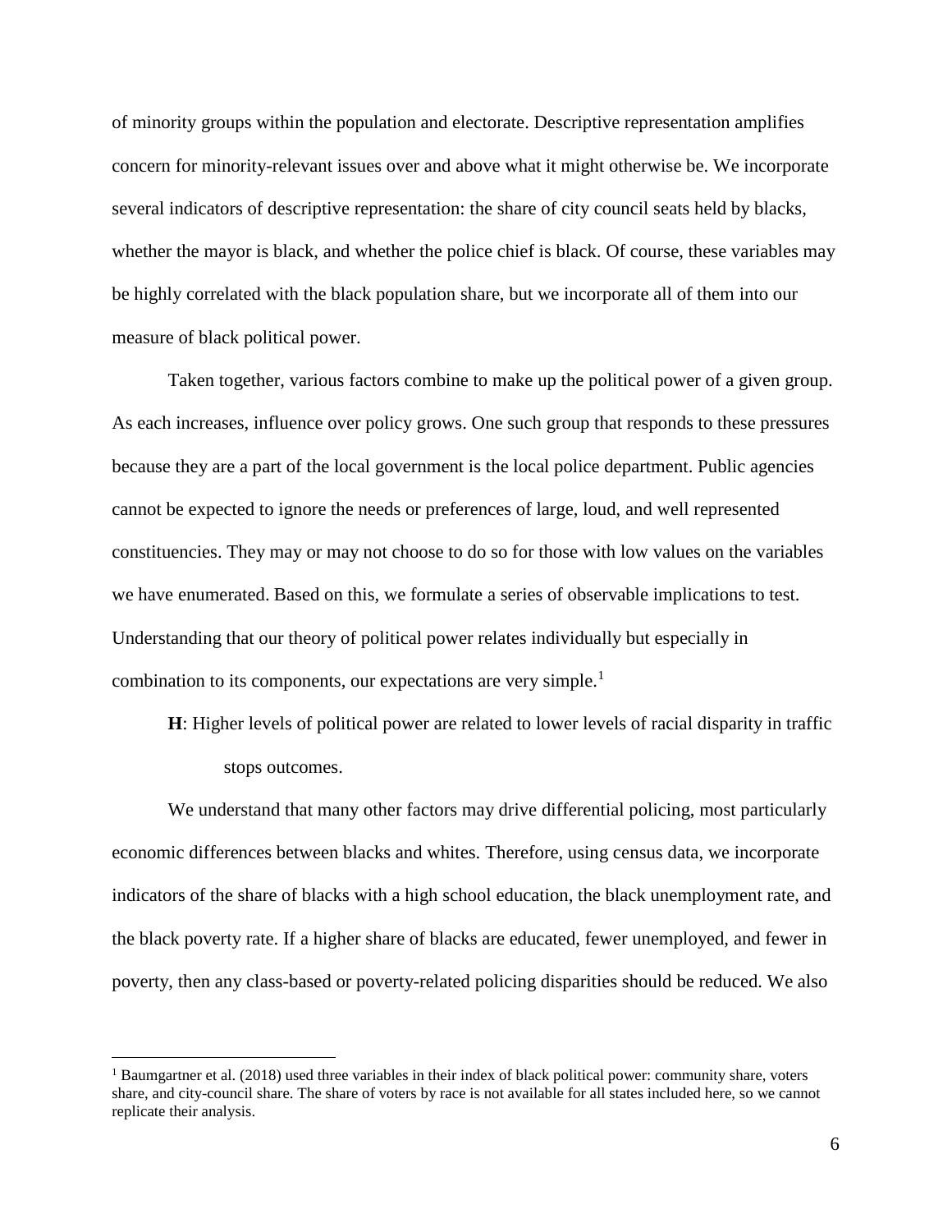of minority groups within the population and electorate. Descriptive representation amplifies concern for minority-relevant issues over and above what it might otherwise be. We incorporate several indicators of descriptive representation: the share of city council seats held by blacks, whether the mayor is black, and whether the police chief is black. Of course, these variables may be highly correlated with the black population share, but we incorporate all of them into our measure of black political power.

Taken together, various factors combine to make up the political power of a given group. As each increases, influence over policy grows. One such group that responds to these pressures because they are a part of the local government is the local police department. Public agencies cannot be expected to ignore the needs or preferences of large, loud, and well represented constituencies. They may or may not choose to do so for those with low values on the variables we have enumerated. Based on this, we formulate a series of observable implications to test. Understanding that our theory of political power relates individually but especially in combination to its components, our expectations are very simple.[1]

> **H**: Higher levels of political power are related to lower levels of racial disparity in traffic stops outcomes.

We understand that many other factors may drive differential policing, most particularly economic differences between blacks and whites. Therefore, using census data, we incorporate indicators of the share of blacks with a high school education, the black unemployment rate, and the black poverty rate. If a higher share of blacks are educated, fewer unemployed, and fewer in poverty, then any class-based or poverty-related policing disparities should be reduced. We also

---

[1] Baumgartner et al. (2018) used three variables in their index of black political power: community share, voters share, and city-council share. The share of voters by race is not available for all states included here, so we cannot replicate their analysis.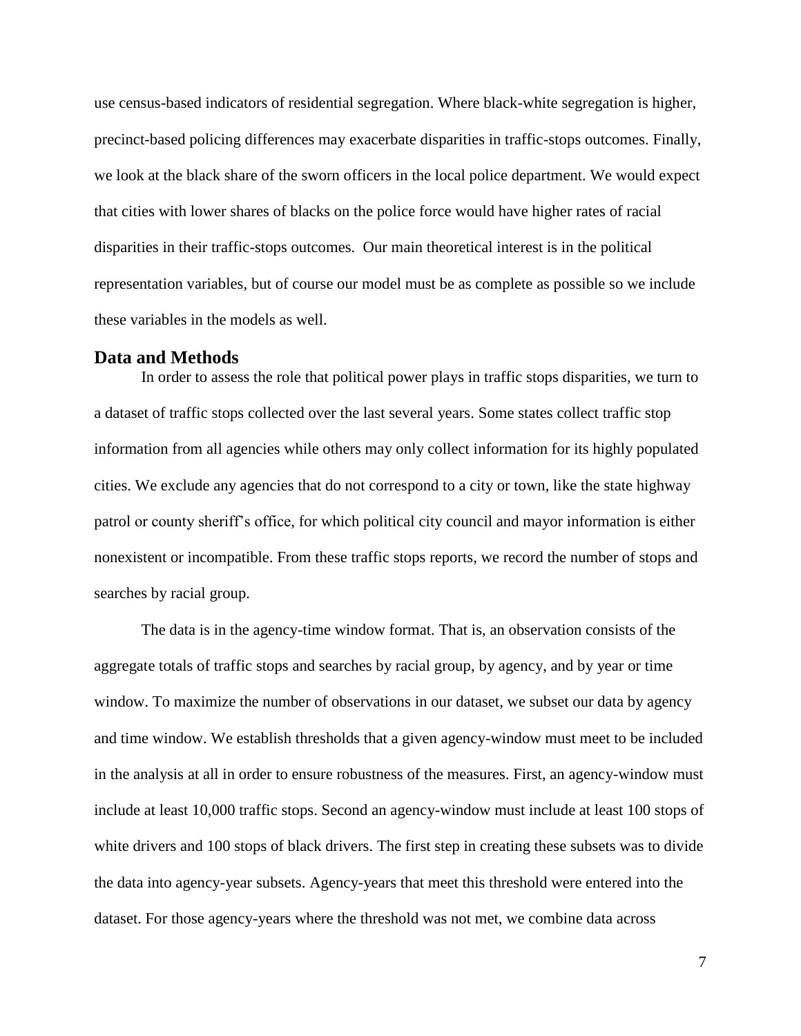use census-based indicators of residential segregation. Where black-white segregation is higher, precinct-based policing differences may exacerbate disparities in traffic-stops outcomes. Finally, we look at the black share of the sworn officers in the local police department. We would expect that cities with lower shares of blacks on the police force would have higher rates of racial disparities in their traffic-stops outcomes. Our main theoretical interest is in the political representation variables, but of course our model must be as complete as possible so we include these variables in the models as well.

## Data and Methods

In order to assess the role that political power plays in traffic stops disparities, we turn to a dataset of traffic stops collected over the last several years. Some states collect traffic stop information from all agencies while others may only collect information for its highly populated cities. We exclude any agencies that do not correspond to a city or town, like the state highway patrol or county sheriff's office, for which political city council and mayor information is either nonexistent or incompatible. From these traffic stops reports, we record the number of stops and searches by racial group.

The data is in the agency-time window format. That is, an observation consists of the aggregate totals of traffic stops and searches by racial group, by agency, and by year or time window. To maximize the number of observations in our dataset, we subset our data by agency and time window. We establish thresholds that a given agency-window must meet to be included in the analysis at all in order to ensure robustness of the measures. First, an agency-window must include at least 10,000 traffic stops. Second an agency-window must include at least 100 stops of white drivers and 100 stops of black drivers. The first step in creating these subsets was to divide the data into agency-year subsets. Agency-years that meet this threshold were entered into the dataset. For those agency-years where the threshold was not met, we combine data across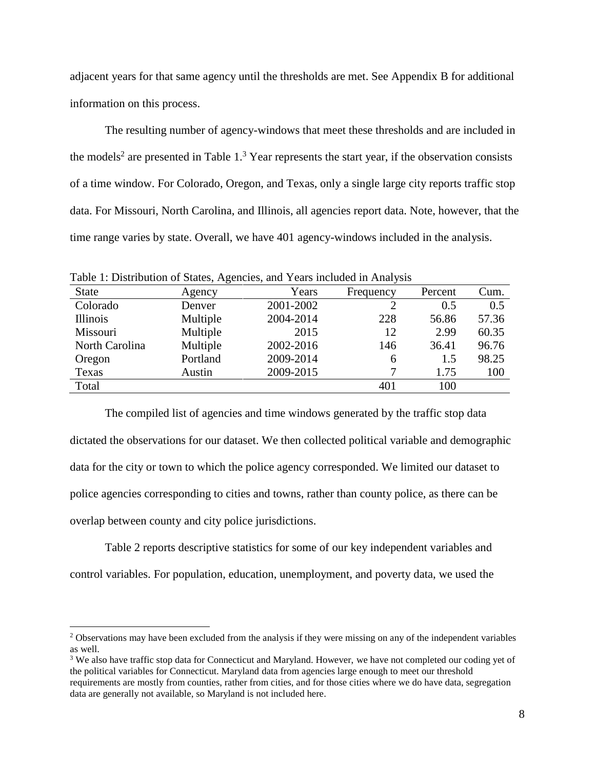adjacent years for that same agency until the thresholds are met. See Appendix B for additional information on this process.

The resulting number of agency-windows that meet these thresholds and are included in the models[2] are presented in Table 1.[3] Year represents the start year, if the observation consists of a time window. For Colorado, Oregon, and Texas, only a single large city reports traffic stop data. For Missouri, North Carolina, and Illinois, all agencies report data. Note, however, that the time range varies by state. Overall, we have 401 agency-windows included in the analysis.

Table 1: Distribution of States, Agencies, and Years included in Analysis

| State | Agency | Years | Frequency | Percent | Cum. |
|---|---|---|---|---|---|
| Colorado | Denver | 2001-2002 | 2 | 0.5 | 0.5 |
| Illinois | Multiple | 2004-2014 | 228 | 56.86 | 57.36 |
| Missouri | Multiple | 2015 | 12 | 2.99 | 60.35 |
| North Carolina | Multiple | 2002-2016 | 146 | 36.41 | 96.76 |
| Oregon | Portland | 2009-2014 | 6 | 1.5 | 98.25 |
| Texas | Austin | 2009-2015 | 7 | 1.75 | 100 |
| Total | | | 401 | 100 | |

The compiled list of agencies and time windows generated by the traffic stop data dictated the observations for our dataset. We then collected political variable and demographic data for the city or town to which the police agency corresponded. We limited our dataset to police agencies corresponding to cities and towns, rather than county police, as there can be overlap between county and city police jurisdictions.

Table 2 reports descriptive statistics for some of our key independent variables and control variables. For population, education, unemployment, and poverty data, we used the

[2] Observations may have been excluded from the analysis if they were missing on any of the independent variables as well.

[3] We also have traffic stop data for Connecticut and Maryland. However, we have not completed our coding yet of the political variables for Connecticut. Maryland data from agencies large enough to meet our threshold requirements are mostly from counties, rather from cities, and for those cities where we do have data, segregation data are generally not available, so Maryland is not included here.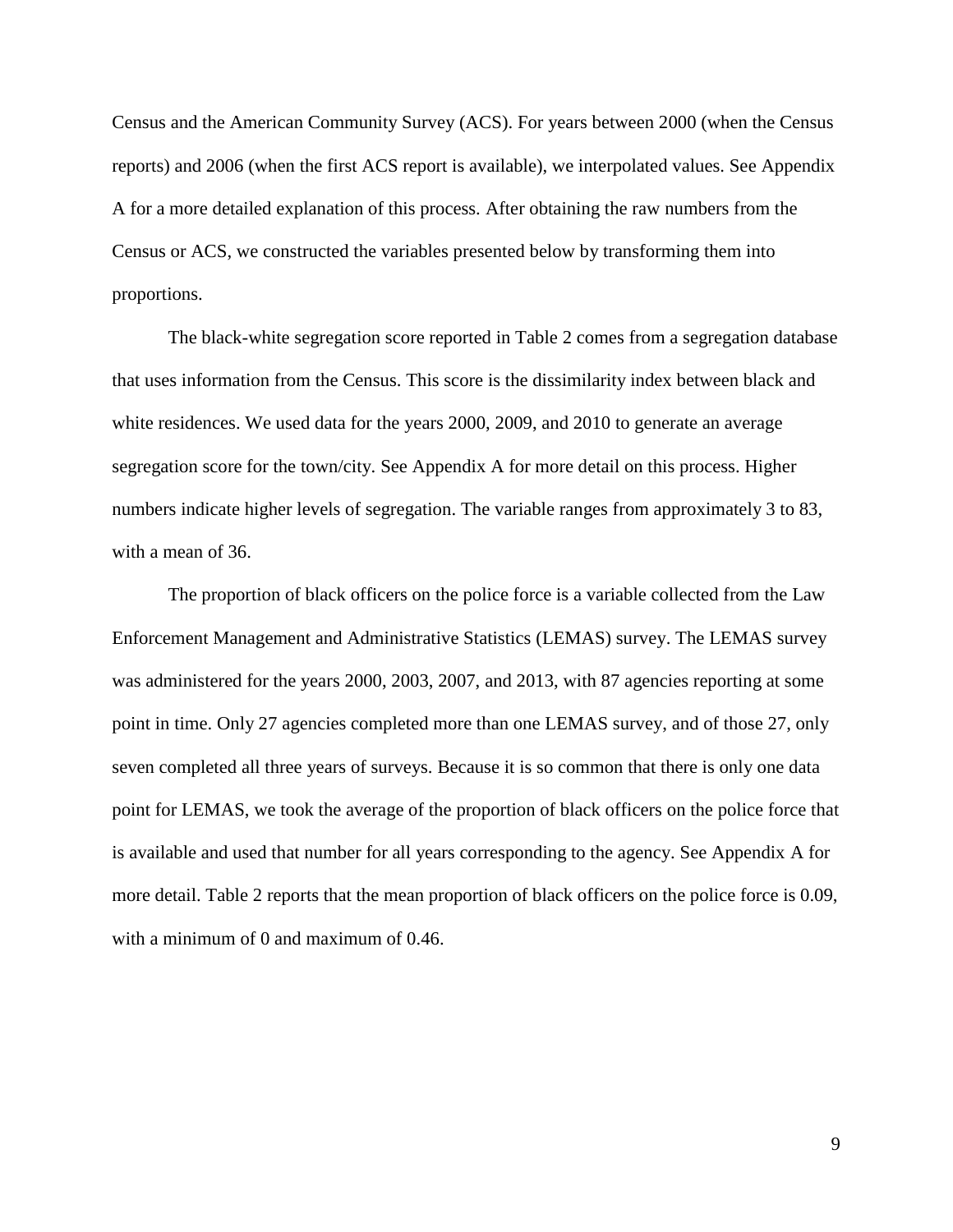Census and the American Community Survey (ACS). For years between 2000 (when the Census reports) and 2006 (when the first ACS report is available), we interpolated values. See Appendix A for a more detailed explanation of this process. After obtaining the raw numbers from the Census or ACS, we constructed the variables presented below by transforming them into proportions.

The black-white segregation score reported in Table 2 comes from a segregation database that uses information from the Census. This score is the dissimilarity index between black and white residences. We used data for the years 2000, 2009, and 2010 to generate an average segregation score for the town/city. See Appendix A for more detail on this process. Higher numbers indicate higher levels of segregation. The variable ranges from approximately 3 to 83, with a mean of 36.

The proportion of black officers on the police force is a variable collected from the Law Enforcement Management and Administrative Statistics (LEMAS) survey. The LEMAS survey was administered for the years 2000, 2003, 2007, and 2013, with 87 agencies reporting at some point in time. Only 27 agencies completed more than one LEMAS survey, and of those 27, only seven completed all three years of surveys. Because it is so common that there is only one data point for LEMAS, we took the average of the proportion of black officers on the police force that is available and used that number for all years corresponding to the agency. See Appendix A for more detail. Table 2 reports that the mean proportion of black officers on the police force is 0.09, with a minimum of 0 and maximum of 0.46.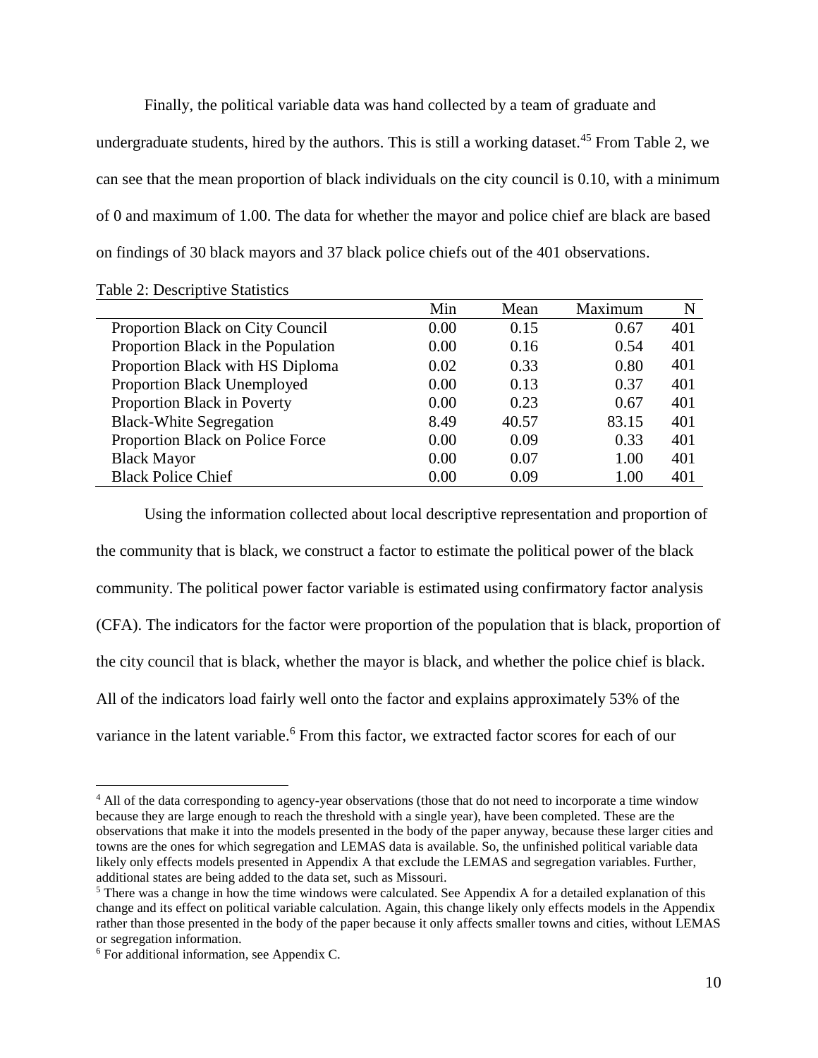Finally, the political variable data was hand collected by a team of graduate and undergraduate students, hired by the authors. This is still a working dataset.[4,5] From Table 2, we can see that the mean proportion of black individuals on the city council is 0.10, with a minimum of 0 and maximum of 1.00. The data for whether the mayor and police chief are black are based on findings of 30 black mayors and 37 black police chiefs out of the 401 observations.

Table 2: Descriptive Statistics

| | Min | Mean | Maximum | N |
|---|---|---|---|---|
| Proportion Black on City Council | 0.00 | 0.15 | 0.67 | 401 |
| Proportion Black in the Population | 0.00 | 0.16 | 0.54 | 401 |
| Proportion Black with HS Diploma | 0.02 | 0.33 | 0.80 | 401 |
| Proportion Black Unemployed | 0.00 | 0.13 | 0.37 | 401 |
| Proportion Black in Poverty | 0.00 | 0.23 | 0.67 | 401 |
| Black-White Segregation | 8.49 | 40.57 | 83.15 | 401 |
| Proportion Black on Police Force | 0.00 | 0.09 | 0.33 | 401 |
| Black Mayor | 0.00 | 0.07 | 1.00 | 401 |
| Black Police Chief | 0.00 | 0.09 | 1.00 | 401 |

Using the information collected about local descriptive representation and proportion of the community that is black, we construct a factor to estimate the political power of the black community. The political power factor variable is estimated using confirmatory factor analysis (CFA). The indicators for the factor were proportion of the population that is black, proportion of the city council that is black, whether the mayor is black, and whether the police chief is black. All of the indicators load fairly well onto the factor and explains approximately 53% of the variance in the latent variable.[6] From this factor, we extracted factor scores for each of our

---

[4] All of the data corresponding to agency-year observations (those that do not need to incorporate a time window because they are large enough to reach the threshold with a single year), have been completed. These are the observations that make it into the models presented in the body of the paper anyway, because these larger cities and towns are the ones for which segregation and LEMAS data is available. So, the unfinished political variable data likely only effects models presented in Appendix A that exclude the LEMAS and segregation variables. Further, additional states are being added to the data set, such as Missouri.

[5] There was a change in how the time windows were calculated. See Appendix A for a detailed explanation of this change and its effect on political variable calculation. Again, this change likely only effects models in the Appendix rather than those presented in the body of the paper because it only affects smaller towns and cities, without LEMAS or segregation information.

[6] For additional information, see Appendix C.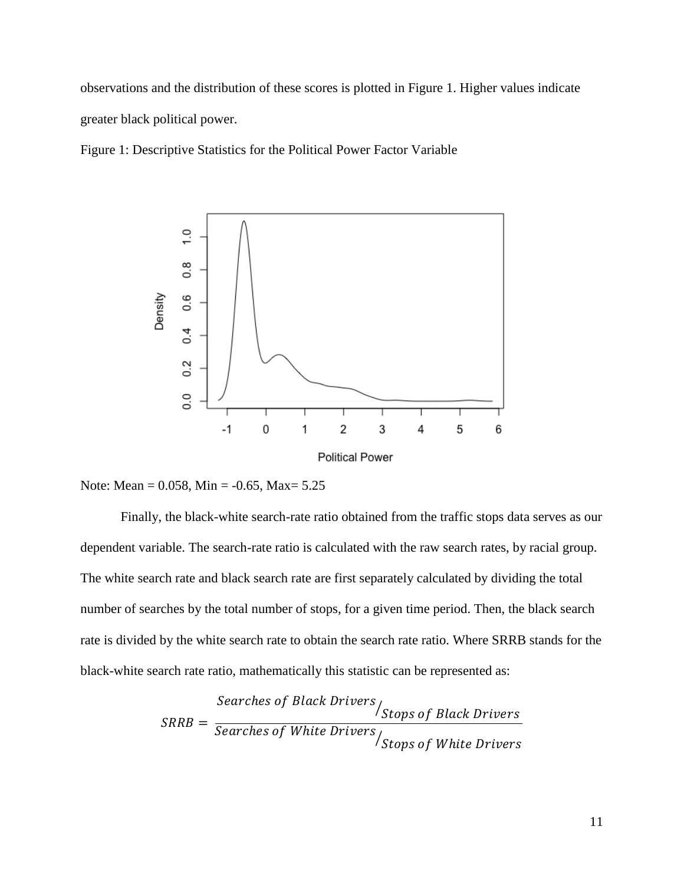observations and the distribution of these scores is plotted in Figure 1. Higher values indicate greater black political power.

Figure 1: Descriptive Statistics for the Political Power Factor Variable

Note: Mean = 0.058, Min = -0.65, Max= 5.25

Finally, the black-white search-rate ratio obtained from the traffic stops data serves as our dependent variable. The search-rate ratio is calculated with the raw search rates, by racial group. The white search rate and black search rate are first separately calculated by dividing the total number of searches by the total number of stops, for a given time period. Then, the black search rate is divided by the white search rate to obtain the search rate ratio. Where SRRB stands for the black-white search rate ratio, mathematically this statistic can be represented as:

$$SRRB = \frac{Searches\ of\ Black\ Drivers / Stops\ of\ Black\ Drivers}{Searches\ of\ White\ Drivers / Stops\ of\ White\ Drivers}$$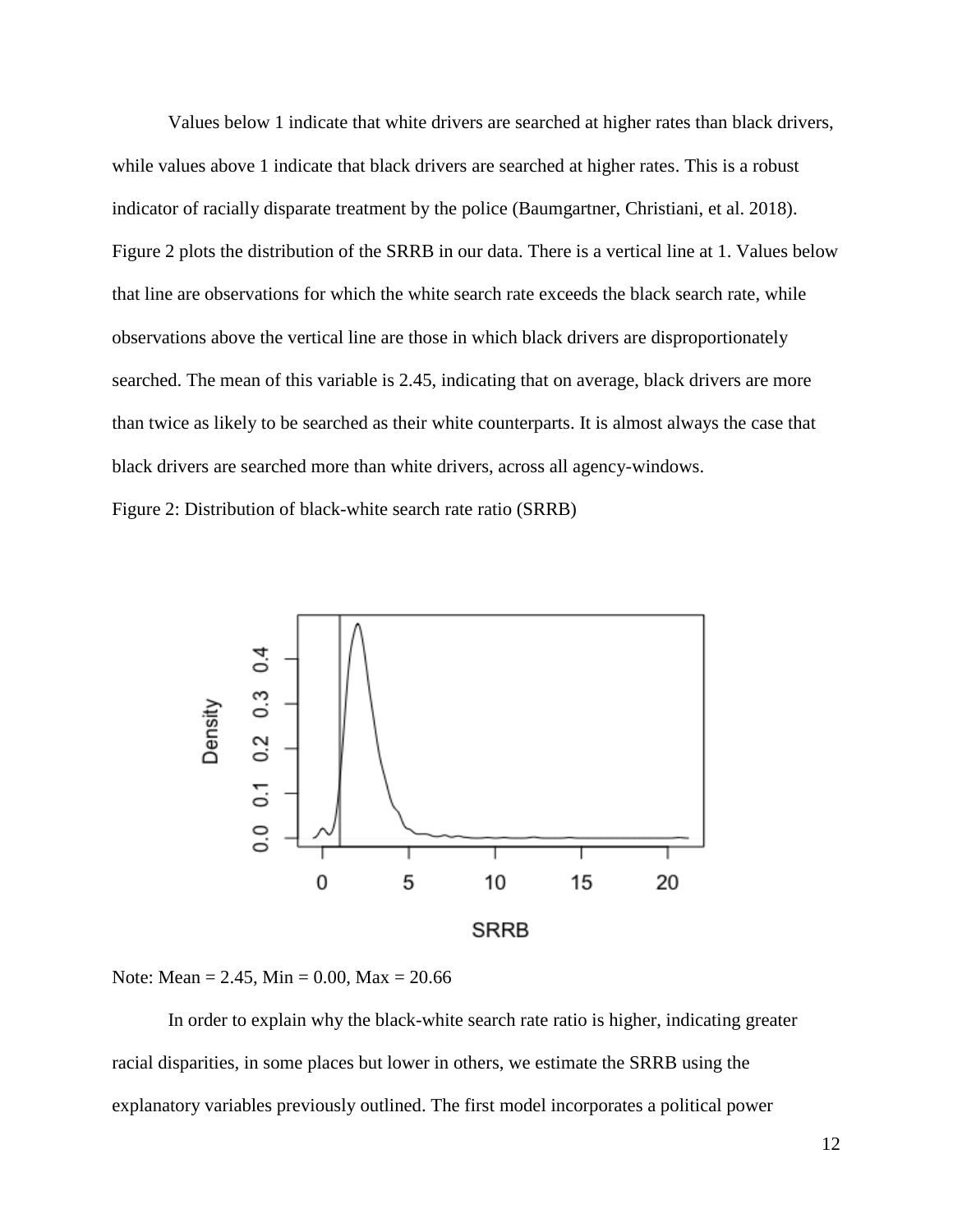Values below 1 indicate that white drivers are searched at higher rates than black drivers, while values above 1 indicate that black drivers are searched at higher rates. This is a robust indicator of racially disparate treatment by the police (Baumgartner, Christiani, et al. 2018). Figure 2 plots the distribution of the SRRB in our data. There is a vertical line at 1. Values below that line are observations for which the white search rate exceeds the black search rate, while observations above the vertical line are those in which black drivers are disproportionately searched. The mean of this variable is 2.45, indicating that on average, black drivers are more than twice as likely to be searched as their white counterparts. It is almost always the case that black drivers are searched more than white drivers, across all agency-windows.

Figure 2: Distribution of black-white search rate ratio (SRRB)

Note: Mean = 2.45, Min = 0.00, Max = 20.66

In order to explain why the black-white search rate ratio is higher, indicating greater racial disparities, in some places but lower in others, we estimate the SRRB using the explanatory variables previously outlined. The first model incorporates a political power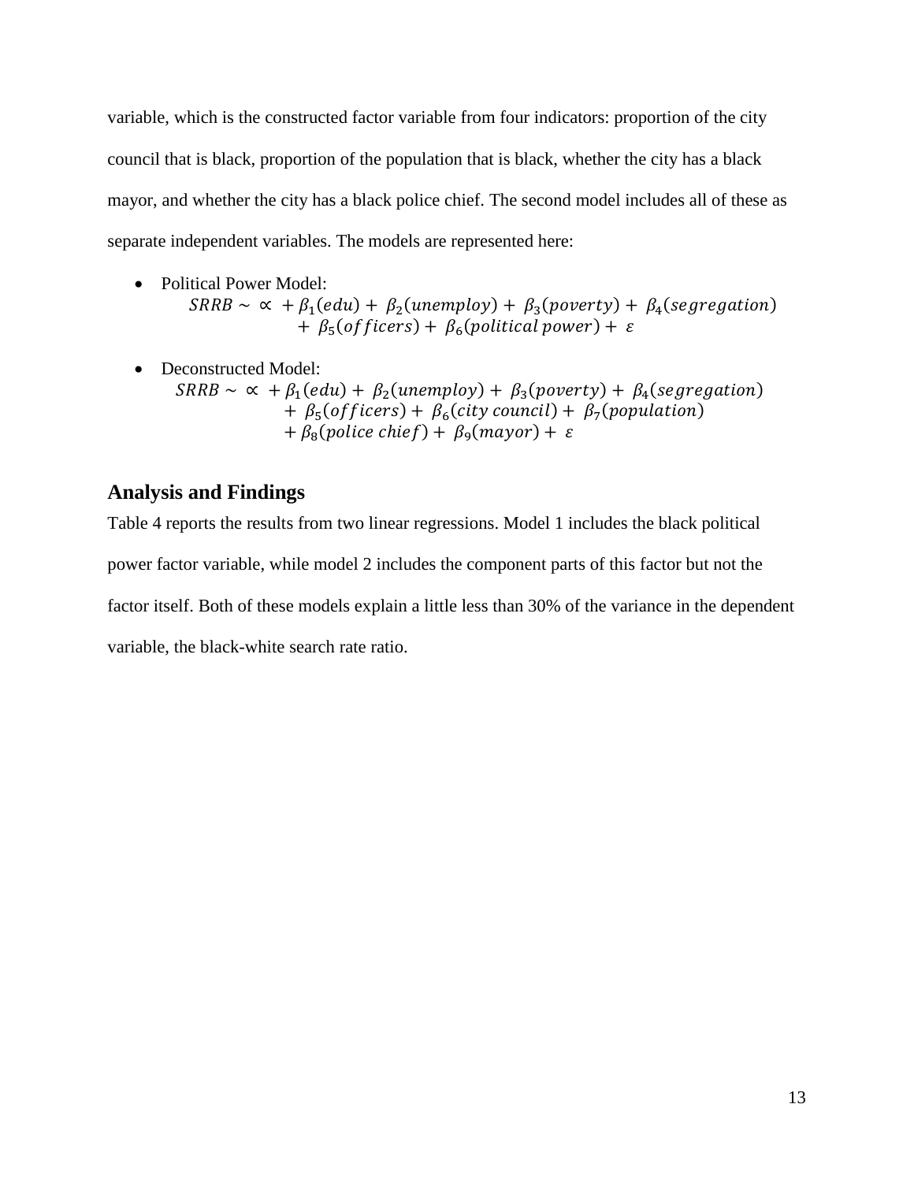variable, which is the constructed factor variable from four indicators: proportion of the city council that is black, proportion of the population that is black, whether the city has a black mayor, and whether the city has a black police chief. The second model includes all of these as separate independent variables. The models are represented here:

- Political Power Model:
$$SRRB \sim \propto + \beta_1(edu) + \beta_2(unemploy) + \beta_3(poverty) + \beta_4(segregation) + \beta_5(officers) + \beta_6(political\ power) + \varepsilon$$

- Deconstructed Model:
$$SRRB \sim \propto + \beta_1(edu) + \beta_2(unemploy) + \beta_3(poverty) + \beta_4(segregation) + \beta_5(officers) + \beta_6(city\ council) + \beta_7(population) + \beta_8(police\ chief) + \beta_9(mayor) + \varepsilon$$

## Analysis and Findings

Table 4 reports the results from two linear regressions. Model 1 includes the black political power factor variable, while model 2 includes the component parts of this factor but not the factor itself. Both of these models explain a little less than 30% of the variance in the dependent variable, the black-white search rate ratio.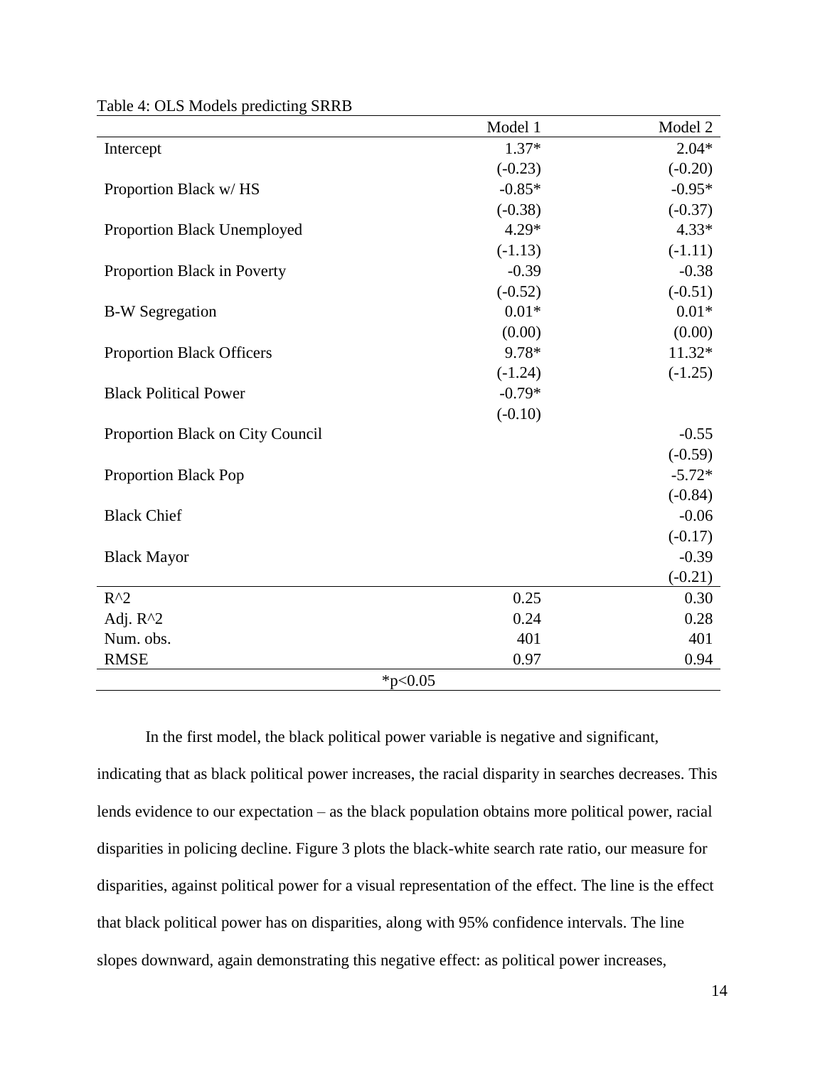Table 4: OLS Models predicting SRRB

| | Model 1 | Model 2 |
|---|---|---|
| Intercept | 1.37* | 2.04* |
| | (-0.23) | (-0.20) |
| Proportion Black w/ HS | -0.85* | -0.95* |
| | (-0.38) | (-0.37) |
| Proportion Black Unemployed | 4.29* | 4.33* |
| | (-1.13) | (-1.11) |
| Proportion Black in Poverty | -0.39 | -0.38 |
| | (-0.52) | (-0.51) |
| B-W Segregation | 0.01* | 0.01* |
| | (0.00) | (0.00) |
| Proportion Black Officers | 9.78* | 11.32* |
| | (-1.24) | (-1.25) |
| Black Political Power | -0.79* | |
| | (-0.10) | |
| Proportion Black on City Council | | -0.55 |
| | | (-0.59) |
| Proportion Black Pop | | -5.72* |
| | | (-0.84) |
| Black Chief | | -0.06 |
| | | (-0.17) |
| Black Mayor | | -0.39 |
| | | (-0.21) |
| R^2 | 0.25 | 0.30 |
| Adj. R^2 | 0.24 | 0.28 |
| Num. obs. | 401 | 401 |
| RMSE | 0.97 | 0.94 |

*p<0.05

In the first model, the black political power variable is negative and significant, indicating that as black political power increases, the racial disparity in searches decreases. This lends evidence to our expectation – as the black population obtains more political power, racial disparities in policing decline. Figure 3 plots the black-white search rate ratio, our measure for disparities, against political power for a visual representation of the effect. The line is the effect that black political power has on disparities, along with 95% confidence intervals. The line slopes downward, again demonstrating this negative effect: as political power increases,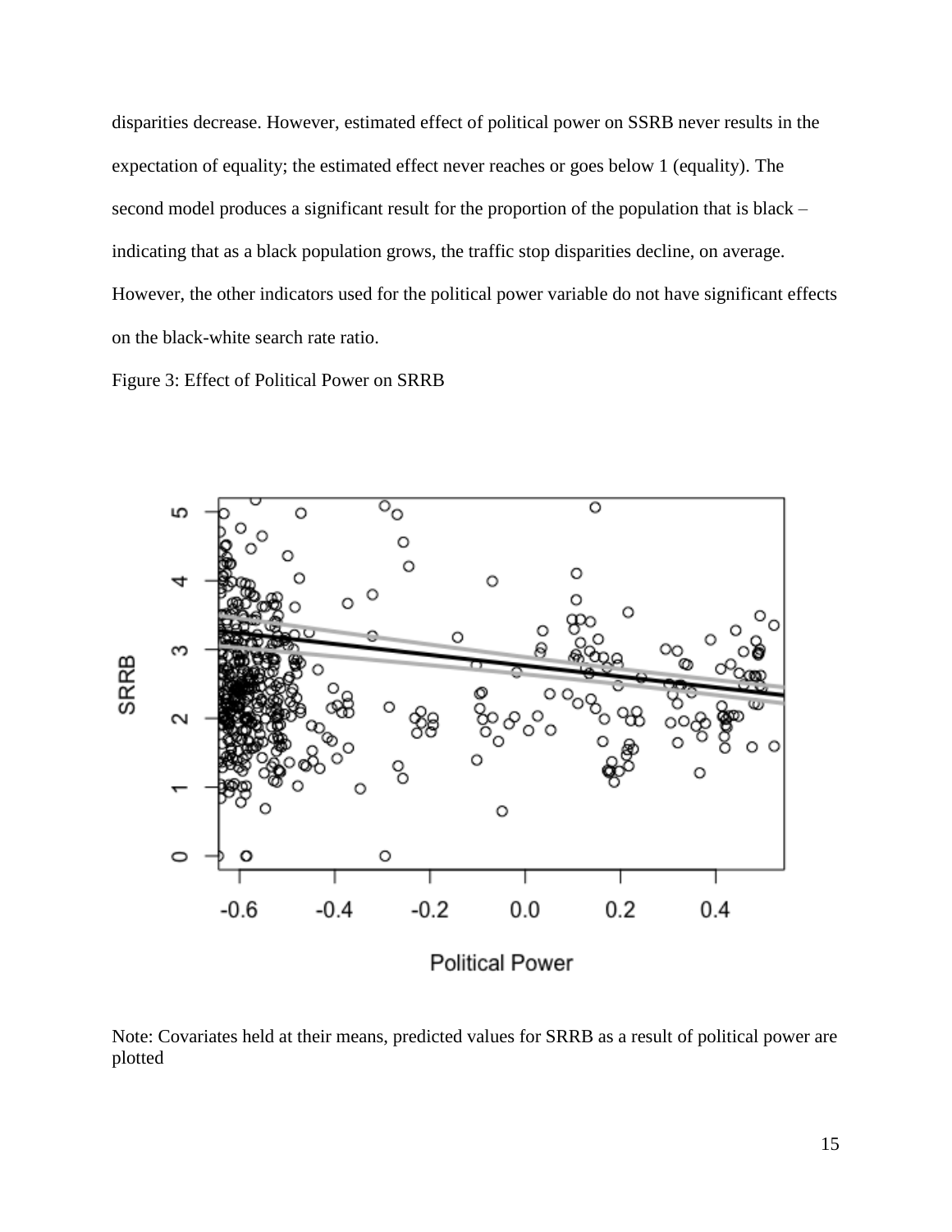disparities decrease. However, estimated effect of political power on SSRB never results in the expectation of equality; the estimated effect never reaches or goes below 1 (equality). The second model produces a significant result for the proportion of the population that is black – indicating that as a black population grows, the traffic stop disparities decline, on average. However, the other indicators used for the political power variable do not have significant effects on the black-white search rate ratio.

Figure 3: Effect of Political Power on SRRB

Note: Covariates held at their means, predicted values for SRRB as a result of political power are plotted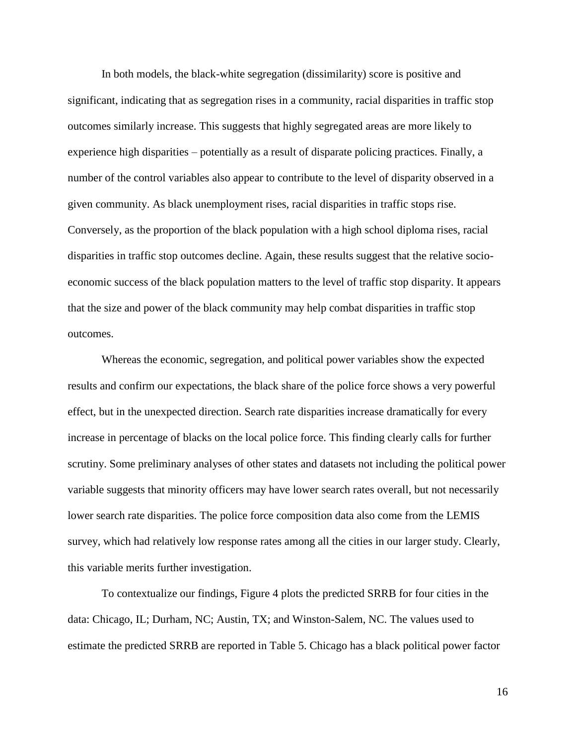In both models, the black-white segregation (dissimilarity) score is positive and significant, indicating that as segregation rises in a community, racial disparities in traffic stop outcomes similarly increase. This suggests that highly segregated areas are more likely to experience high disparities – potentially as a result of disparate policing practices. Finally, a number of the control variables also appear to contribute to the level of disparity observed in a given community. As black unemployment rises, racial disparities in traffic stops rise. Conversely, as the proportion of the black population with a high school diploma rises, racial disparities in traffic stop outcomes decline. Again, these results suggest that the relative socio-economic success of the black population matters to the level of traffic stop disparity. It appears that the size and power of the black community may help combat disparities in traffic stop outcomes.

Whereas the economic, segregation, and political power variables show the expected results and confirm our expectations, the black share of the police force shows a very powerful effect, but in the unexpected direction. Search rate disparities increase dramatically for every increase in percentage of blacks on the local police force. This finding clearly calls for further scrutiny. Some preliminary analyses of other states and datasets not including the political power variable suggests that minority officers may have lower search rates overall, but not necessarily lower search rate disparities. The police force composition data also come from the LEMIS survey, which had relatively low response rates among all the cities in our larger study. Clearly, this variable merits further investigation.

To contextualize our findings, Figure 4 plots the predicted SRRB for four cities in the data: Chicago, IL; Durham, NC; Austin, TX; and Winston-Salem, NC. The values used to estimate the predicted SRRB are reported in Table 5. Chicago has a black political power factor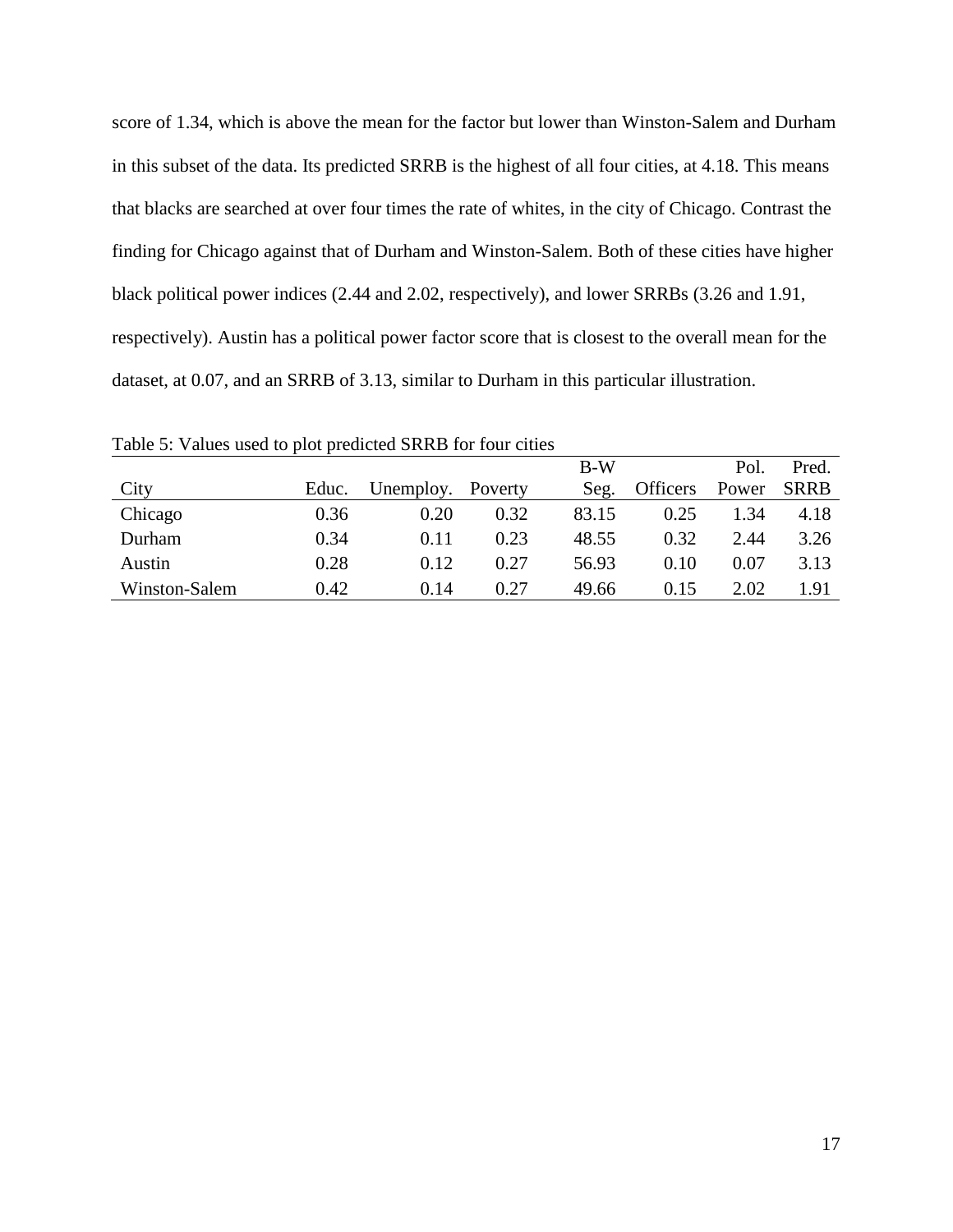score of 1.34, which is above the mean for the factor but lower than Winston-Salem and Durham in this subset of the data. Its predicted SRRB is the highest of all four cities, at 4.18. This means that blacks are searched at over four times the rate of whites, in the city of Chicago. Contrast the finding for Chicago against that of Durham and Winston-Salem. Both of these cities have higher black political power indices (2.44 and 2.02, respectively), and lower SRRBs (3.26 and 1.91, respectively). Austin has a political power factor score that is closest to the overall mean for the dataset, at 0.07, and an SRRB of 3.13, similar to Durham in this particular illustration.

Table 5: Values used to plot predicted SRRB for four cities

| City | Educ. | Unemploy. | Poverty | B-W Seg. | Officers | Pol. Power | Pred. SRRB |
|---|---|---|---|---|---|---|---|
| Chicago | 0.36 | 0.20 | 0.32 | 83.15 | 0.25 | 1.34 | 4.18 |
| Durham | 0.34 | 0.11 | 0.23 | 48.55 | 0.32 | 2.44 | 3.26 |
| Austin | 0.28 | 0.12 | 0.27 | 56.93 | 0.10 | 0.07 | 3.13 |
| Winston-Salem | 0.42 | 0.14 | 0.27 | 49.66 | 0.15 | 2.02 | 1.91 |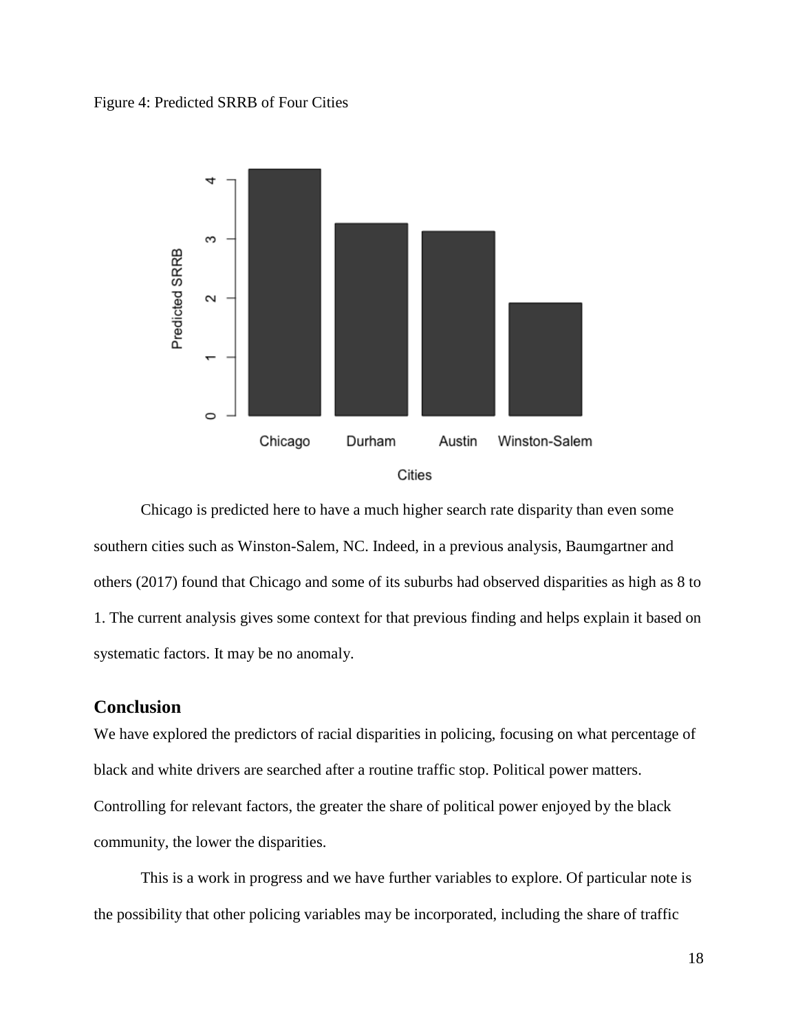Figure 4: Predicted SRRB of Four Cities

Chicago is predicted here to have a much higher search rate disparity than even some southern cities such as Winston-Salem, NC. Indeed, in a previous analysis, Baumgartner and others (2017) found that Chicago and some of its suburbs had observed disparities as high as 8 to 1. The current analysis gives some context for that previous finding and helps explain it based on systematic factors. It may be no anomaly.

## Conclusion

We have explored the predictors of racial disparities in policing, focusing on what percentage of black and white drivers are searched after a routine traffic stop. Political power matters. Controlling for relevant factors, the greater the share of political power enjoyed by the black community, the lower the disparities.

This is a work in progress and we have further variables to explore. Of particular note is the possibility that other policing variables may be incorporated, including the share of traffic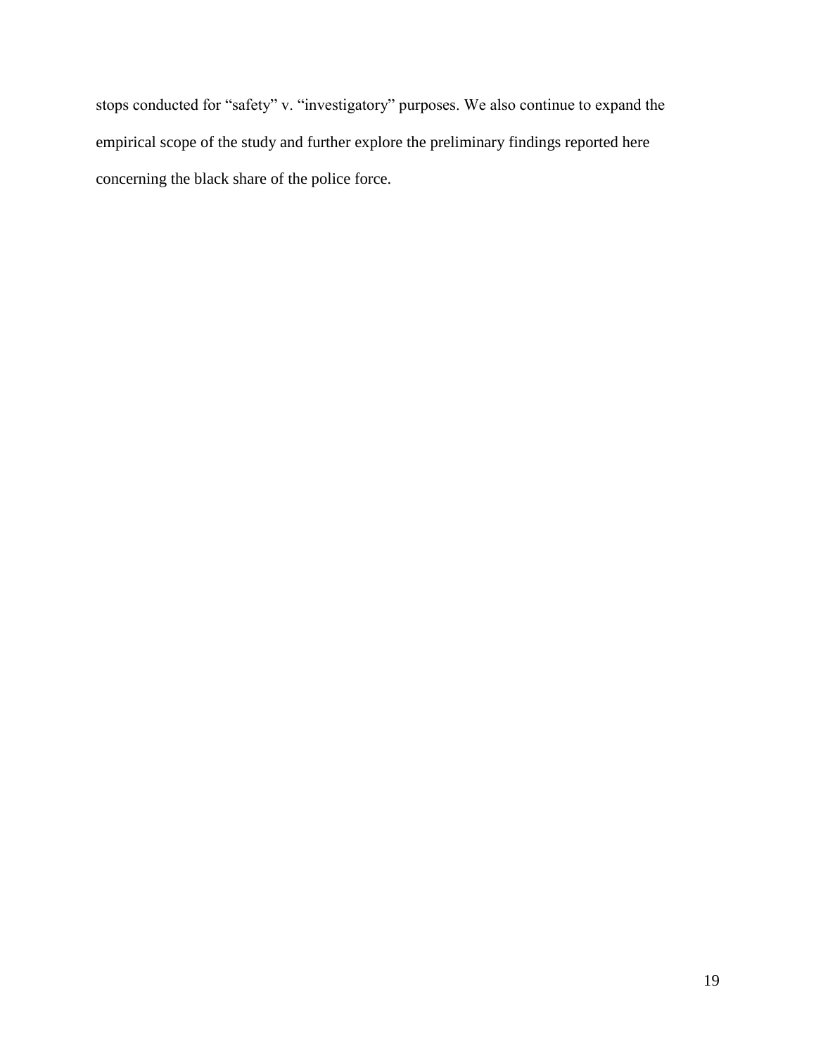stops conducted for "safety" v. "investigatory" purposes. We also continue to expand the empirical scope of the study and further explore the preliminary findings reported here concerning the black share of the police force.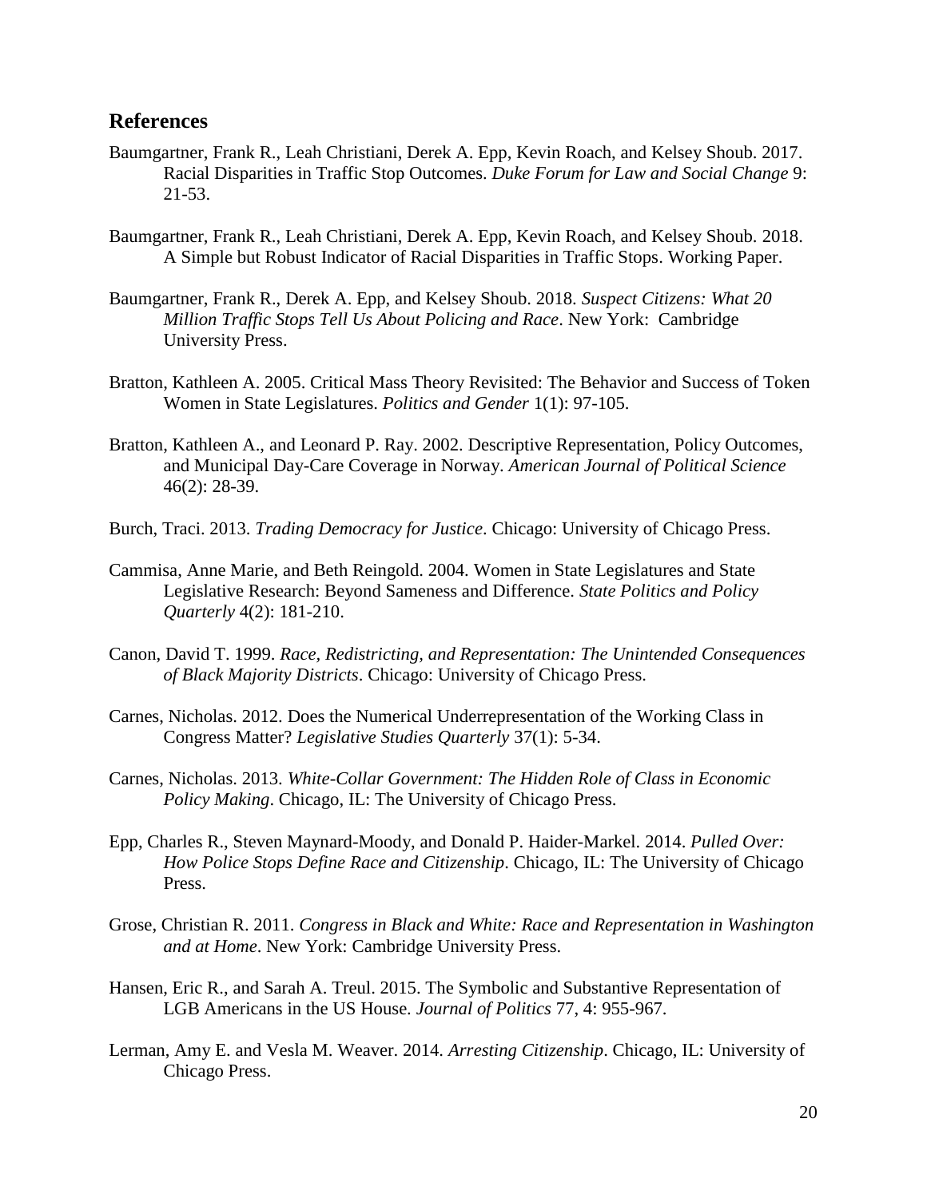## References

Baumgartner, Frank R., Leah Christiani, Derek A. Epp, Kevin Roach, and Kelsey Shoub. 2017. Racial Disparities in Traffic Stop Outcomes. *Duke Forum for Law and Social Change* 9: 21-53.

Baumgartner, Frank R., Leah Christiani, Derek A. Epp, Kevin Roach, and Kelsey Shoub. 2018. A Simple but Robust Indicator of Racial Disparities in Traffic Stops. Working Paper.

Baumgartner, Frank R., Derek A. Epp, and Kelsey Shoub. 2018. *Suspect Citizens: What 20 Million Traffic Stops Tell Us About Policing and Race*. New York: Cambridge University Press.

Bratton, Kathleen A. 2005. Critical Mass Theory Revisited: The Behavior and Success of Token Women in State Legislatures. *Politics and Gender* 1(1): 97-105.

Bratton, Kathleen A., and Leonard P. Ray. 2002. Descriptive Representation, Policy Outcomes, and Municipal Day-Care Coverage in Norway. *American Journal of Political Science* 46(2): 28-39.

Burch, Traci. 2013. *Trading Democracy for Justice*. Chicago: University of Chicago Press.

Cammisa, Anne Marie, and Beth Reingold. 2004. Women in State Legislatures and State Legislative Research: Beyond Sameness and Difference. *State Politics and Policy Quarterly* 4(2): 181-210.

Canon, David T. 1999. *Race, Redistricting, and Representation: The Unintended Consequences of Black Majority Districts*. Chicago: University of Chicago Press.

Carnes, Nicholas. 2012. Does the Numerical Underrepresentation of the Working Class in Congress Matter? *Legislative Studies Quarterly* 37(1): 5-34.

Carnes, Nicholas. 2013. *White-Collar Government: The Hidden Role of Class in Economic Policy Making*. Chicago, IL: The University of Chicago Press.

Epp, Charles R., Steven Maynard-Moody, and Donald P. Haider-Markel. 2014. *Pulled Over: How Police Stops Define Race and Citizenship*. Chicago, IL: The University of Chicago Press.

Grose, Christian R. 2011. *Congress in Black and White: Race and Representation in Washington and at Home*. New York: Cambridge University Press.

Hansen, Eric R., and Sarah A. Treul. 2015. The Symbolic and Substantive Representation of LGB Americans in the US House. *Journal of Politics* 77, 4: 955-967.

Lerman, Amy E. and Vesla M. Weaver. 2014. *Arresting Citizenship*. Chicago, IL: University of Chicago Press.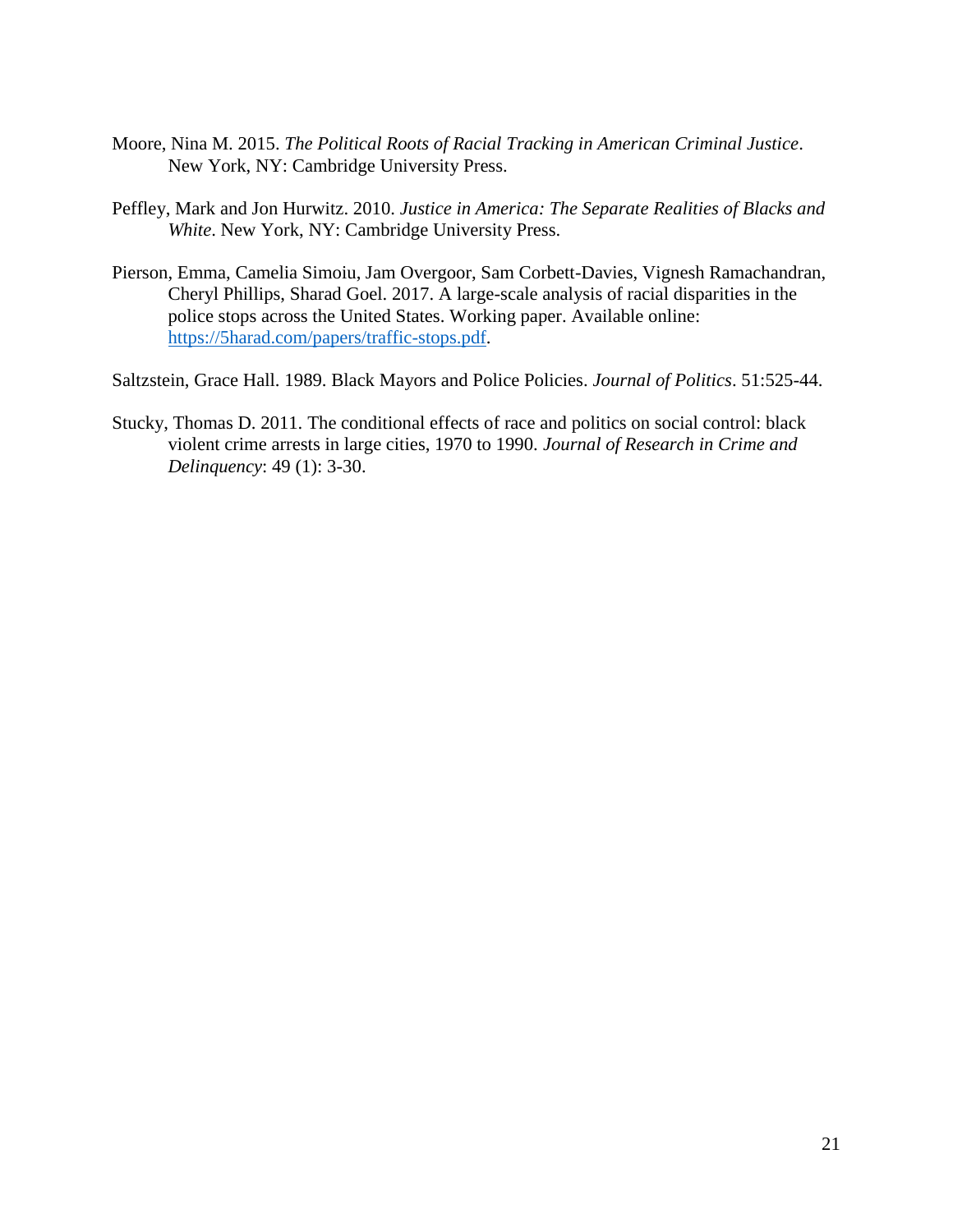Moore, Nina M. 2015. *The Political Roots of Racial Tracking in American Criminal Justice*. New York, NY: Cambridge University Press.

Peffley, Mark and Jon Hurwitz. 2010. *Justice in America: The Separate Realities of Blacks and White*. New York, NY: Cambridge University Press.

Pierson, Emma, Camelia Simoiu, Jam Overgoor, Sam Corbett-Davies, Vignesh Ramachandran, Cheryl Phillips, Sharad Goel. 2017. A large-scale analysis of racial disparities in the police stops across the United States. Working paper. Available online: https://5harad.com/papers/traffic-stops.pdf.

Saltzstein, Grace Hall. 1989. Black Mayors and Police Policies. *Journal of Politics*. 51:525-44.

Stucky, Thomas D. 2011. The conditional effects of race and politics on social control: black violent crime arrests in large cities, 1970 to 1990. *Journal of Research in Crime and Delinquency*: 49 (1): 3-30.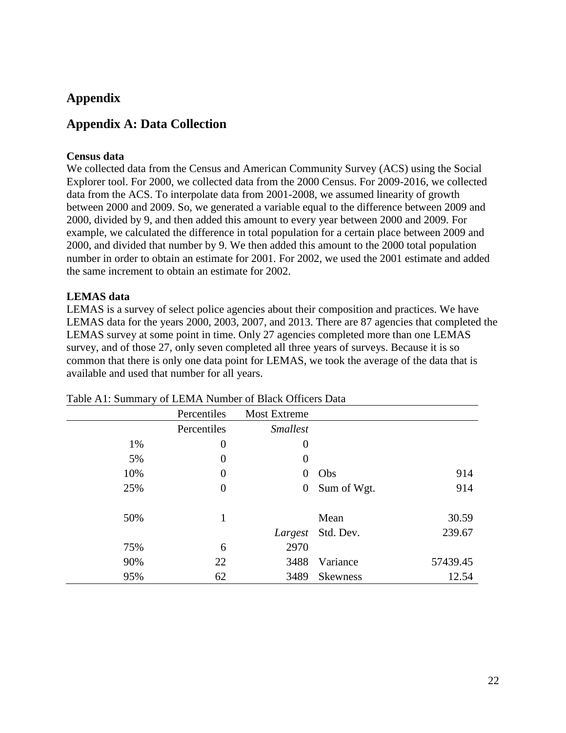# Appendix

## Appendix A: Data Collection

**Census data**
We collected data from the Census and American Community Survey (ACS) using the Social Explorer tool. For 2000, we collected data from the 2000 Census. For 2009-2016, we collected data from the ACS. To interpolate data from 2001-2008, we assumed linearity of growth between 2000 and 2009. So, we generated a variable equal to the difference between 2009 and 2000, divided by 9, and then added this amount to every year between 2000 and 2009. For example, we calculated the difference in total population for a certain place between 2009 and 2000, and divided that number by 9. We then added this amount to the 2000 total population number in order to obtain an estimate for 2001. For 2002, we used the 2001 estimate and added the same increment to obtain an estimate for 2002.

**LEMAS data**
LEMAS is a survey of select police agencies about their composition and practices. We have LEMAS data for the years 2000, 2003, 2007, and 2013. There are 87 agencies that completed the LEMAS survey at some point in time. Only 27 agencies completed more than one LEMAS survey, and of those 27, only seven completed all three years of surveys. Because it is so common that there is only one data point for LEMAS, we took the average of the data that is available and used that number for all years.

Table A1: Summary of LEMA Number of Black Officers Data

| | Percentiles | Most Extreme | | |
|---|---|---|---|---|
| | Percentiles | *Smallest* | | |
| 1% | 0 | 0 | | |
| 5% | 0 | 0 | | |
| 10% | 0 | 0 | Obs | 914 |
| 25% | 0 | 0 | Sum of Wgt. | 914 |
| | | | | |
| 50% | 1 | | Mean | 30.59 |
| | | *Largest* | Std. Dev. | 239.67 |
| 75% | 6 | 2970 | | |
| 90% | 22 | 3488 | Variance | 57439.45 |
| 95% | 62 | 3489 | Skewness | 12.54 |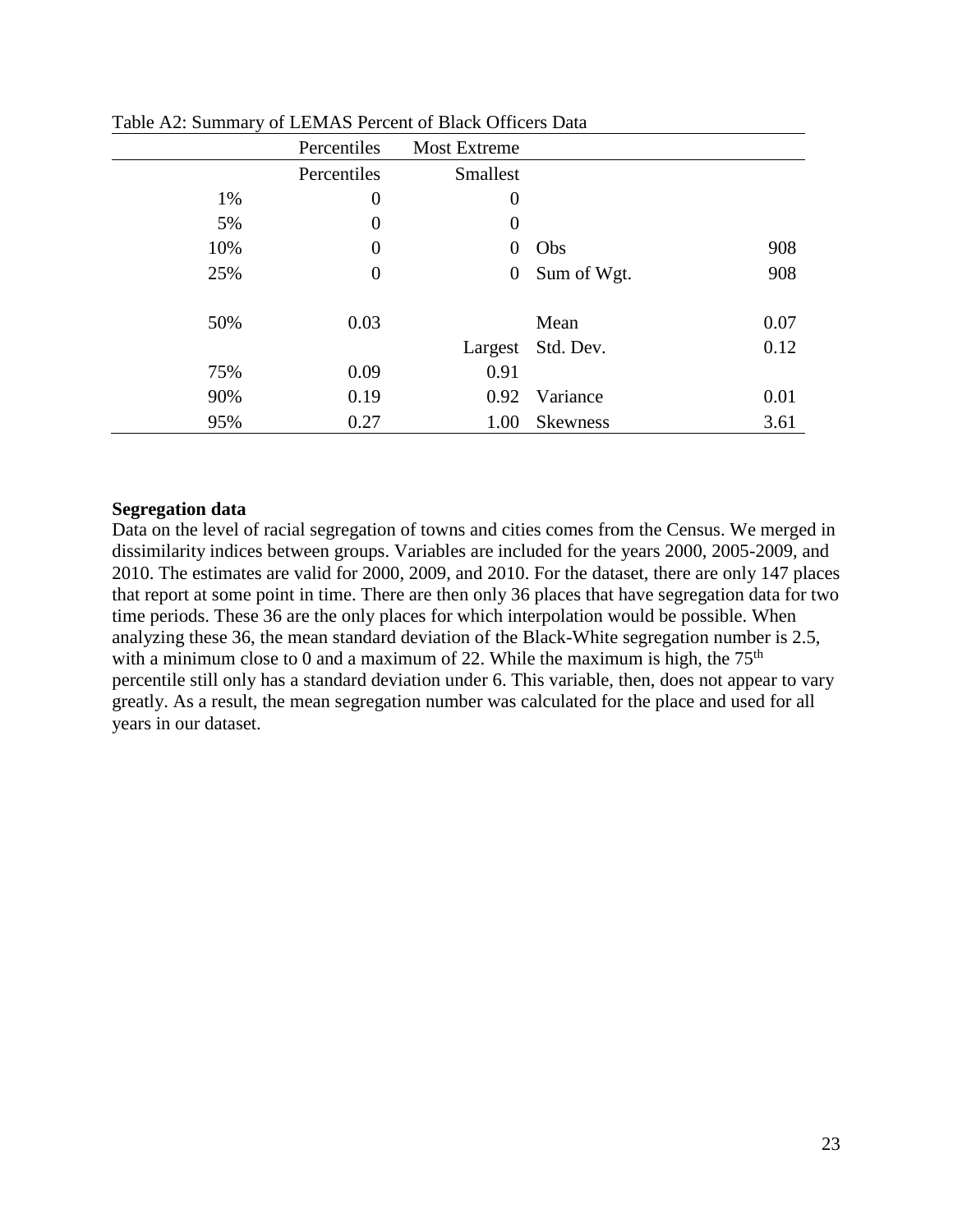Table A2: Summary of LEMAS Percent of Black Officers Data

| | Percentiles | Most Extreme | | |
|---|---|---|---|---|
| | Percentiles | Smallest | | |
| 1% | 0 | 0 | | |
| 5% | 0 | 0 | | |
| 10% | 0 | 0 | Obs | 908 |
| 25% | 0 | 0 | Sum of Wgt. | 908 |
| | | | | |
| 50% | 0.03 | | Mean | 0.07 |
| | | Largest | Std. Dev. | 0.12 |
| 75% | 0.09 | 0.91 | | |
| 90% | 0.19 | 0.92 | Variance | 0.01 |
| 95% | 0.27 | 1.00 | Skewness | 3.61 |

**Segregation data**

Data on the level of racial segregation of towns and cities comes from the Census. We merged in dissimilarity indices between groups. Variables are included for the years 2000, 2005-2009, and 2010. The estimates are valid for 2000, 2009, and 2010. For the dataset, there are only 147 places that report at some point in time. There are then only 36 places that have segregation data for two time periods. These 36 are the only places for which interpolation would be possible. When analyzing these 36, the mean standard deviation of the Black-White segregation number is 2.5, with a minimum close to 0 and a maximum of 22. While the maximum is high, the 75th percentile still only has a standard deviation under 6. This variable, then, does not appear to vary greatly. As a result, the mean segregation number was calculated for the place and used for all years in our dataset.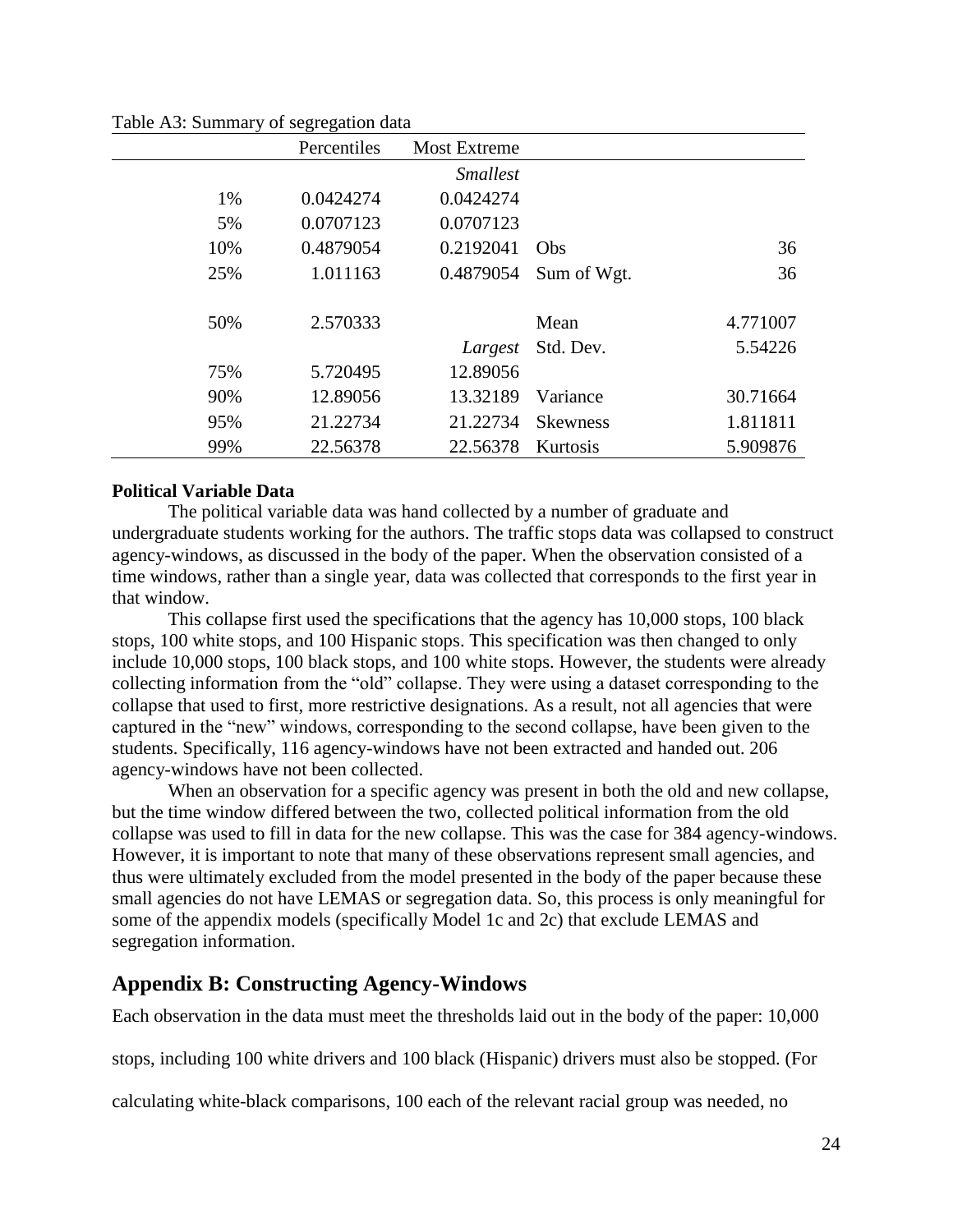Table A3: Summary of segregation data

| | Percentiles | Most Extreme | | |
|---|---|---|---|---|
| | | *Smallest* | | |
| 1% | 0.0424274 | 0.0424274 | | |
| 5% | 0.0707123 | 0.0707123 | | |
| 10% | 0.4879054 | 0.2192041 | Obs | 36 |
| 25% | 1.011163 | 0.4879054 | Sum of Wgt. | 36 |
| | | | | |
| 50% | 2.570333 | | Mean | 4.771007 |
| | | *Largest* | Std. Dev. | 5.54226 |
| 75% | 5.720495 | 12.89056 | | |
| 90% | 12.89056 | 13.32189 | Variance | 30.71664 |
| 95% | 21.22734 | 21.22734 | Skewness | 1.811811 |
| 99% | 22.56378 | 22.56378 | Kurtosis | 5.909876 |

**Political Variable Data**

The political variable data was hand collected by a number of graduate and undergraduate students working for the authors. The traffic stops data was collapsed to construct agency-windows, as discussed in the body of the paper. When the observation consisted of a time windows, rather than a single year, data was collected that corresponds to the first year in that window.

This collapse first used the specifications that the agency has 10,000 stops, 100 black stops, 100 white stops, and 100 Hispanic stops. This specification was then changed to only include 10,000 stops, 100 black stops, and 100 white stops. However, the students were already collecting information from the "old" collapse. They were using a dataset corresponding to the collapse that used to first, more restrictive designations. As a result, not all agencies that were captured in the "new" windows, corresponding to the second collapse, have been given to the students. Specifically, 116 agency-windows have not been extracted and handed out. 206 agency-windows have not been collected.

When an observation for a specific agency was present in both the old and new collapse, but the time window differed between the two, collected political information from the old collapse was used to fill in data for the new collapse. This was the case for 384 agency-windows. However, it is important to note that many of these observations represent small agencies, and thus were ultimately excluded from the model presented in the body of the paper because these small agencies do not have LEMAS or segregation data. So, this process is only meaningful for some of the appendix models (specifically Model 1c and 2c) that exclude LEMAS and segregation information.

## Appendix B: Constructing Agency-Windows

Each observation in the data must meet the thresholds laid out in the body of the paper: 10,000 stops, including 100 white drivers and 100 black (Hispanic) drivers must also be stopped. (For calculating white-black comparisons, 100 each of the relevant racial group was needed, no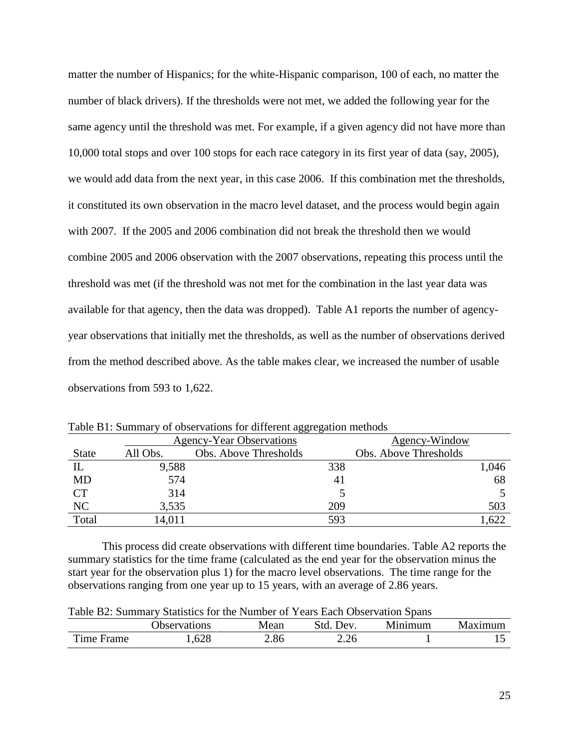matter the number of Hispanics; for the white-Hispanic comparison, 100 of each, no matter the number of black drivers). If the thresholds were not met, we added the following year for the same agency until the threshold was met. For example, if a given agency did not have more than 10,000 total stops and over 100 stops for each race category in its first year of data (say, 2005), we would add data from the next year, in this case 2006. If this combination met the thresholds, it constituted its own observation in the macro level dataset, and the process would begin again with 2007. If the 2005 and 2006 combination did not break the threshold then we would combine 2005 and 2006 observation with the 2007 observations, repeating this process until the threshold was met (if the threshold was not met for the combination in the last year data was available for that agency, then the data was dropped). Table A1 reports the number of agency-year observations that initially met the thresholds, as well as the number of observations derived from the method described above. As the table makes clear, we increased the number of usable observations from 593 to 1,622.

Table B1: Summary of observations for different aggregation methods

| | Agency-Year Observations | | Agency-Window |
|---|---|---|---|
| State | All Obs. | Obs. Above Thresholds | Obs. Above Thresholds |
| IL | 9,588 | 338 | 1,046 |
| MD | 574 | 41 | 68 |
| CT | 314 | 5 | 5 |
| NC | 3,535 | 209 | 503 |
| Total | 14,011 | 593 | 1,622 |

This process did create observations with different time boundaries. Table A2 reports the summary statistics for the time frame (calculated as the end year for the observation minus the start year for the observation plus 1) for the macro level observations. The time range for the observations ranging from one year up to 15 years, with an average of 2.86 years.

Table B2: Summary Statistics for the Number of Years Each Observation Spans

| | Observations | Mean | Std. Dev. | Minimum | Maximum |
|---|---|---|---|---|---|
| Time Frame | 1,628 | 2.86 | 2.26 | 1 | 15 |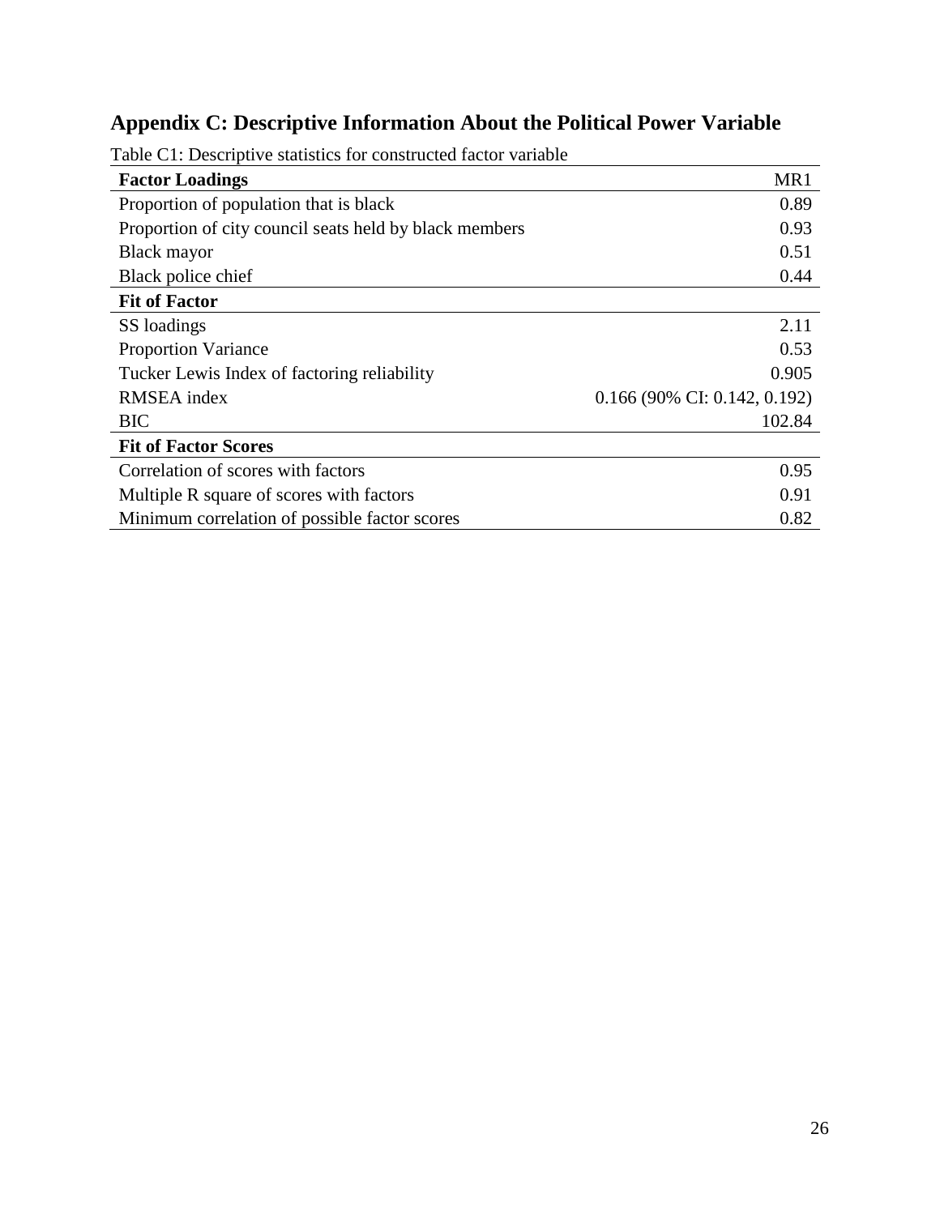## Appendix C: Descriptive Information About the Political Power Variable

Table C1: Descriptive statistics for constructed factor variable

| **Factor Loadings** | MR1 |
|---|---|
| Proportion of population that is black | 0.89 |
| Proportion of city council seats held by black members | 0.93 |
| Black mayor | 0.51 |
| Black police chief | 0.44 |
| **Fit of Factor** | |
| SS loadings | 2.11 |
| Proportion Variance | 0.53 |
| Tucker Lewis Index of factoring reliability | 0.905 |
| RMSEA index | 0.166 (90% CI: 0.142, 0.192) |
| BIC | 102.84 |
| **Fit of Factor Scores** | |
| Correlation of scores with factors | 0.95 |
| Multiple R square of scores with factors | 0.91 |
| Minimum correlation of possible factor scores | 0.82 |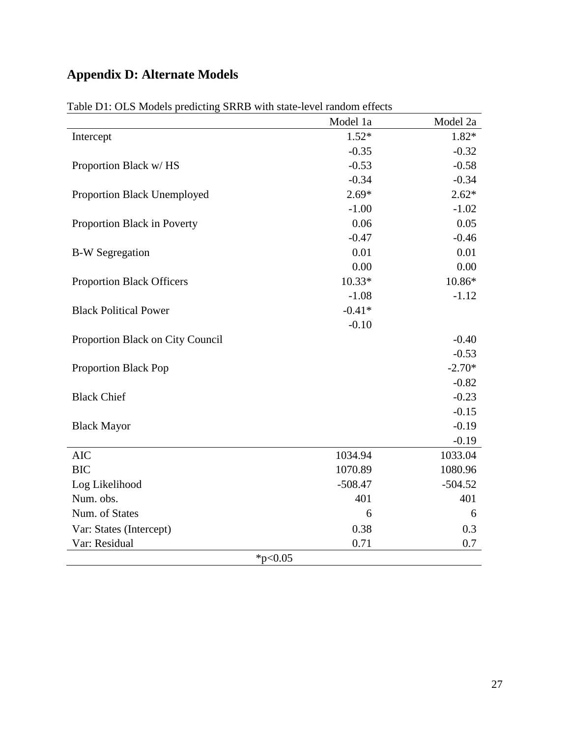## Appendix D: Alternate Models

Table D1: OLS Models predicting SRRB with state-level random effects

| | Model 1a | Model 2a |
|---|---|---|
| Intercept | 1.52* | 1.82* |
| | -0.35 | -0.32 |
| Proportion Black w/ HS | -0.53 | -0.58 |
| | -0.34 | -0.34 |
| Proportion Black Unemployed | 2.69* | 2.62* |
| | -1.00 | -1.02 |
| Proportion Black in Poverty | 0.06 | 0.05 |
| | -0.47 | -0.46 |
| B-W Segregation | 0.01 | 0.01 |
| | 0.00 | 0.00 |
| Proportion Black Officers | 10.33* | 10.86* |
| | -1.08 | -1.12 |
| Black Political Power | -0.41* | |
| | -0.10 | |
| Proportion Black on City Council | | -0.40 |
| | | -0.53 |
| Proportion Black Pop | | -2.70* |
| | | -0.82 |
| Black Chief | | -0.23 |
| | | -0.15 |
| Black Mayor | | -0.19 |
| | | -0.19 |
| AIC | 1034.94 | 1033.04 |
| BIC | 1070.89 | 1080.96 |
| Log Likelihood | -508.47 | -504.52 |
| Num. obs. | 401 | 401 |
| Num. of States | 6 | 6 |
| Var: States (Intercept) | 0.38 | 0.3 |
| Var: Residual | 0.71 | 0.7 |

*p<0.05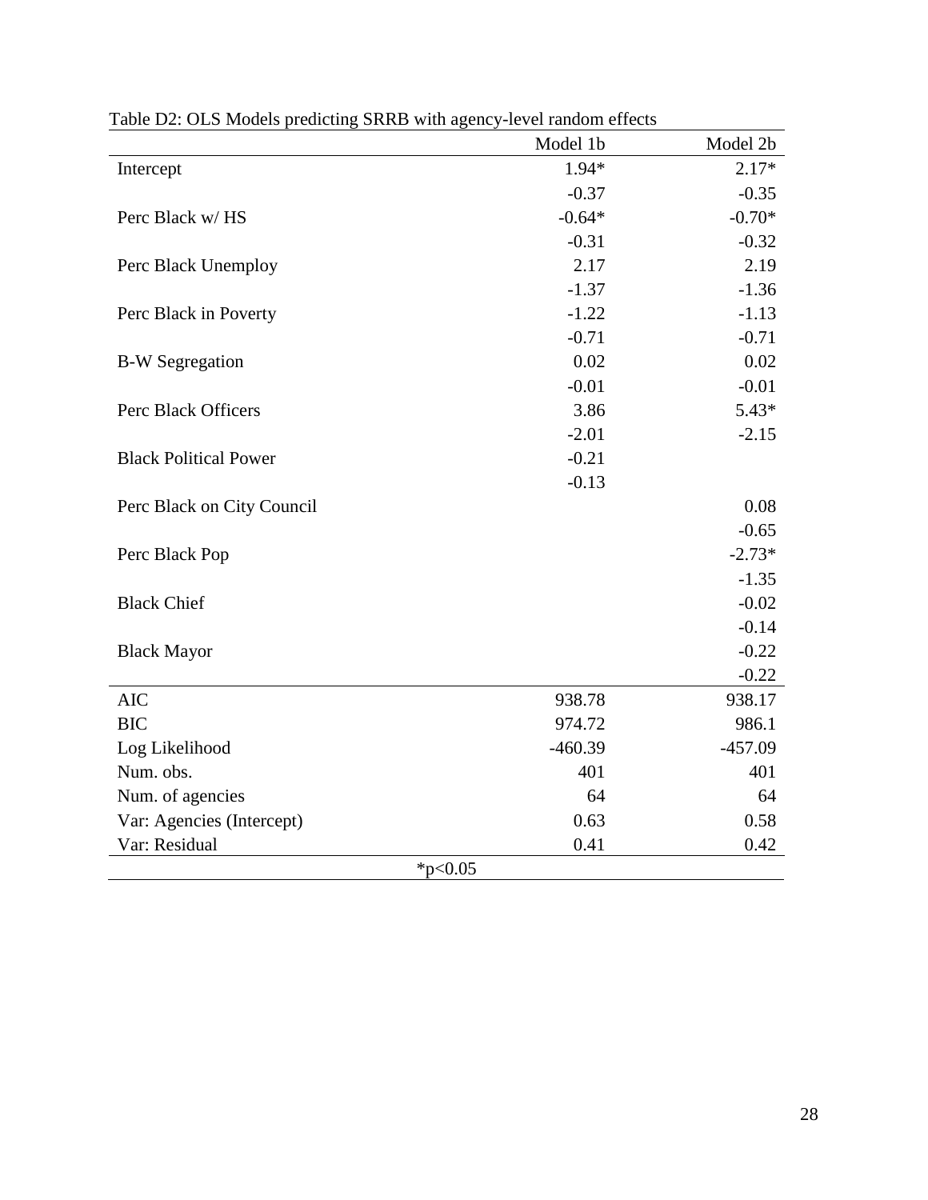Table D2: OLS Models predicting SRRB with agency-level random effects

| | Model 1b | Model 2b |
|---|---|---|
| Intercept | 1.94* | 2.17* |
| | -0.37 | -0.35 |
| Perc Black w/ HS | -0.64* | -0.70* |
| | -0.31 | -0.32 |
| Perc Black Unemploy | 2.17 | 2.19 |
| | -1.37 | -1.36 |
| Perc Black in Poverty | -1.22 | -1.13 |
| | -0.71 | -0.71 |
| B-W Segregation | 0.02 | 0.02 |
| | -0.01 | -0.01 |
| Perc Black Officers | 3.86 | 5.43* |
| | -2.01 | -2.15 |
| Black Political Power | -0.21 | |
| | -0.13 | |
| Perc Black on City Council | | 0.08 |
| | | -0.65 |
| Perc Black Pop | | -2.73* |
| | | -1.35 |
| Black Chief | | -0.02 |
| | | -0.14 |
| Black Mayor | | -0.22 |
| | | -0.22 |
| AIC | 938.78 | 938.17 |
| BIC | 974.72 | 986.1 |
| Log Likelihood | -460.39 | -457.09 |
| Num. obs. | 401 | 401 |
| Num. of agencies | 64 | 64 |
| Var: Agencies (Intercept) | 0.63 | 0.58 |
| Var: Residual | 0.41 | 0.42 |

*p<0.05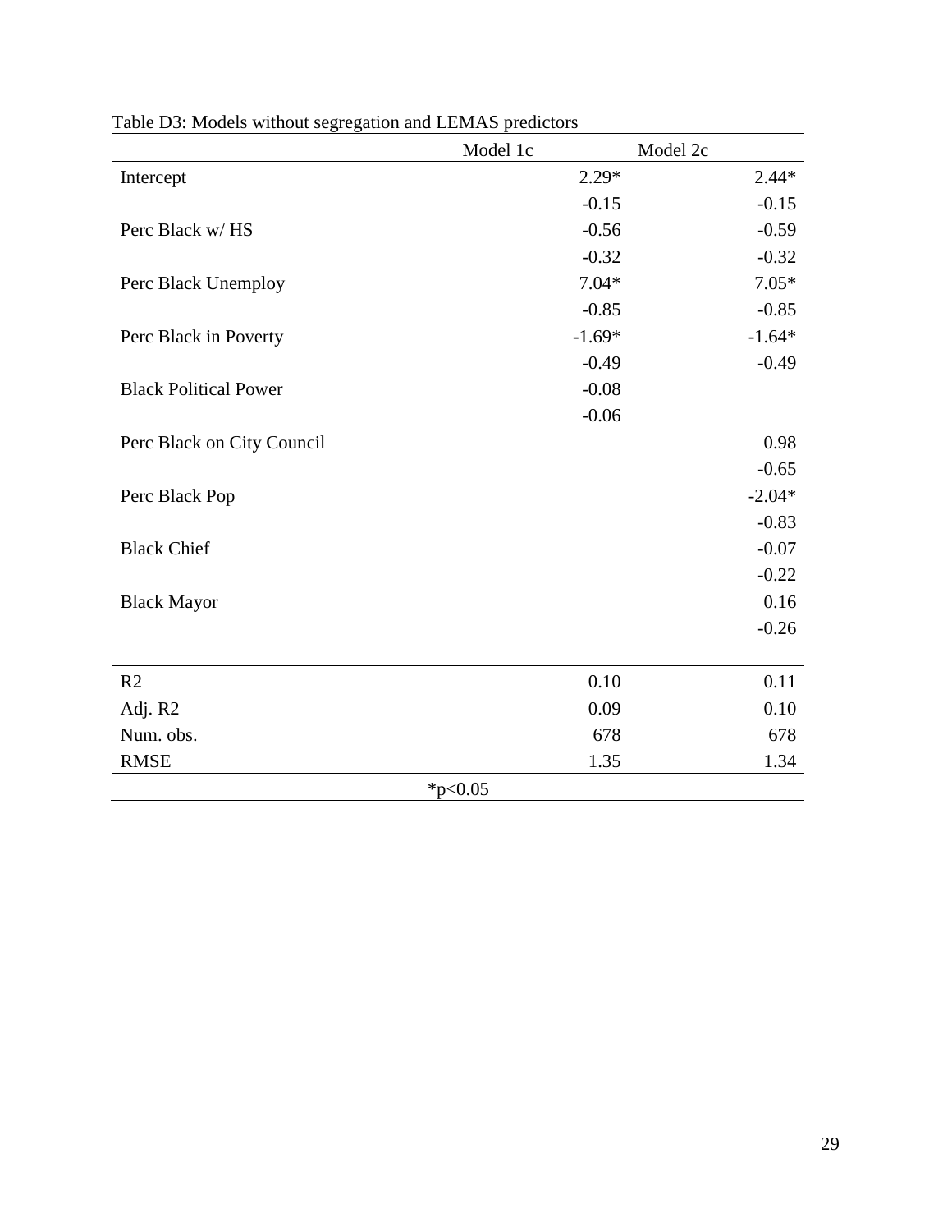Table D3: Models without segregation and LEMAS predictors

| | Model 1c | Model 2c |
|---|---|---|
| Intercept | 2.29* | 2.44* |
| | -0.15 | -0.15 |
| Perc Black w/ HS | -0.56 | -0.59 |
| | -0.32 | -0.32 |
| Perc Black Unemploy | 7.04* | 7.05* |
| | -0.85 | -0.85 |
| Perc Black in Poverty | -1.69* | -1.64* |
| | -0.49 | -0.49 |
| Black Political Power | -0.08 | |
| | -0.06 | |
| Perc Black on City Council | | 0.98 |
| | | -0.65 |
| Perc Black Pop | | -2.04* |
| | | -0.83 |
| Black Chief | | -0.07 |
| | | -0.22 |
| Black Mayor | | 0.16 |
| | | -0.26 |
| R2 | 0.10 | 0.11 |
| Adj. R2 | 0.09 | 0.10 |
| Num. obs. | 678 | 678 |
| RMSE | 1.35 | 1.34 |

*p<0.05